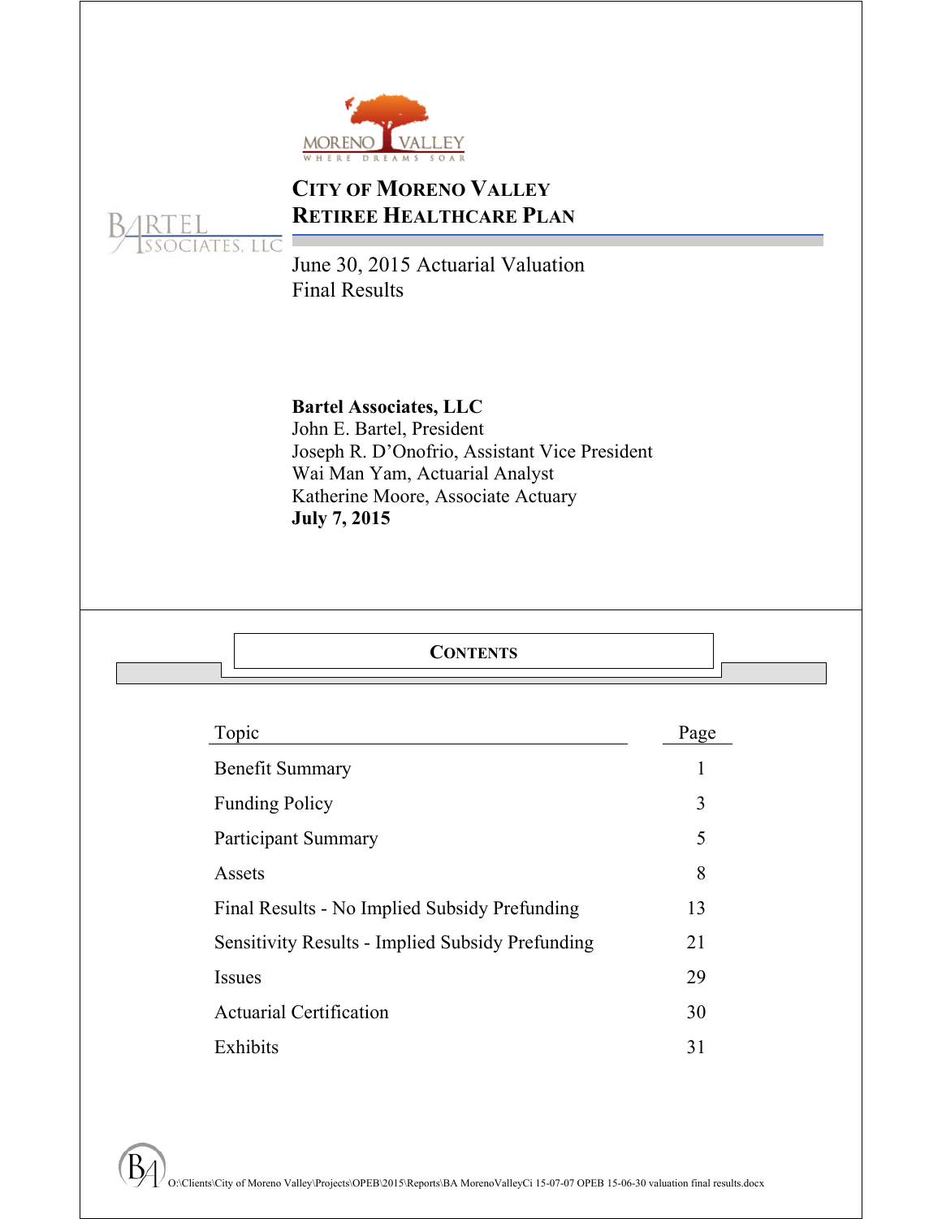# City of Moreno Valley Retiree Healthcare Plan

June 30, 2015 Actuarial Valuation
Final Results

**Bartel Associates, LLC**
John E. Bartel, President
Joseph R. D'Onofrio, Assistant Vice President
Wai Man Yam, Actuarial Analyst
Katherine Moore, Associate Actuary
**July 7, 2015**

## Contents

| Topic | Page |
| --- | --- |
| Benefit Summary | 1 |
| Funding Policy | 3 |
| Participant Summary | 5 |
| Assets | 8 |
| Final Results - No Implied Subsidy Prefunding | 13 |
| Sensitivity Results - Implied Subsidy Prefunding | 21 |
| Issues | 29 |
| Actuarial Certification | 30 |
| Exhibits | 31 |

O:\Clients\City of Moreno Valley\Projects\OPEB\2015\Reports\BA MorenoValleyCi 15-07-07 OPEB 15-06-30 valuation final results.docx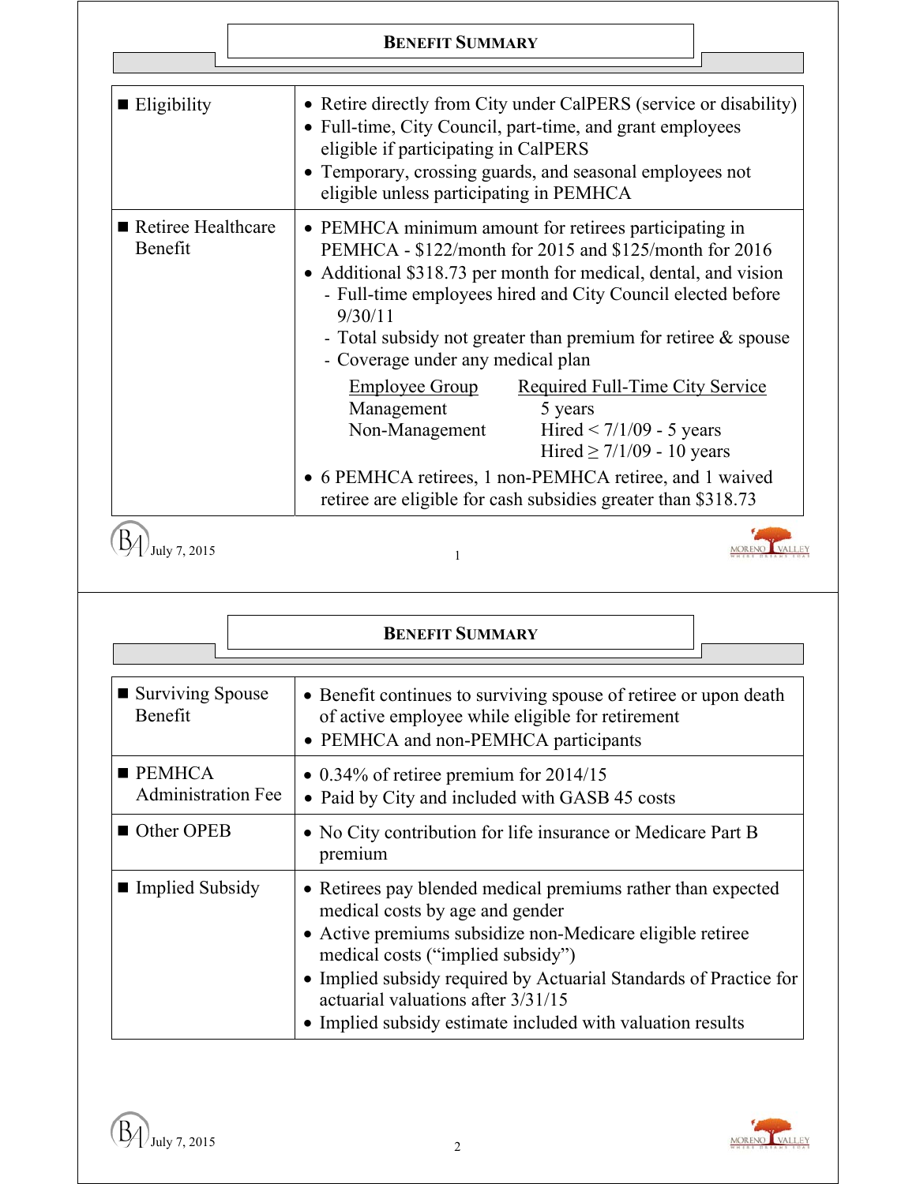## BENEFIT SUMMARY

| | |
|---|---|
| ■ Eligibility | • Retire directly from City under CalPERS (service or disability)<br>• Full-time, City Council, part-time, and grant employees eligible if participating in CalPERS<br>• Temporary, crossing guards, and seasonal employees not eligible unless participating in PEMHCA |
| ■ Retiree Healthcare Benefit | • PEMHCA minimum amount for retirees participating in PEMHCA - $122/month for 2015 and $125/month for 2016<br>• Additional $318.73 per month for medical, dental, and vision<br>- Full-time employees hired and City Council elected before 9/30/11<br>- Total subsidy not greater than premium for retiree & spouse<br>- Coverage under any medical plan<br><br>Employee Group — Required Full-Time City Service<br>Management — 5 years<br>Non-Management — Hired < 7/1/09 - 5 years; Hired ≥ 7/1/09 - 10 years<br><br>• 6 PEMHCA retirees, 1 non-PEMHCA retiree, and 1 waived retiree are eligible for cash subsidies greater than $318.73 |

## BENEFIT SUMMARY

| | |
|---|---|
| ■ Surviving Spouse Benefit | • Benefit continues to surviving spouse of retiree or upon death of active employee while eligible for retirement<br>• PEMHCA and non-PEMHCA participants |
| ■ PEMHCA Administration Fee | • 0.34% of retiree premium for 2014/15<br>• Paid by City and included with GASB 45 costs |
| ■ Other OPEB | • No City contribution for life insurance or Medicare Part B premium |
| ■ Implied Subsidy | • Retirees pay blended medical premiums rather than expected medical costs by age and gender<br>• Active premiums subsidize non-Medicare eligible retiree medical costs ("implied subsidy")<br>• Implied subsidy required by Actuarial Standards of Practice for actuarial valuations after 3/31/15<br>• Implied subsidy estimate included with valuation results |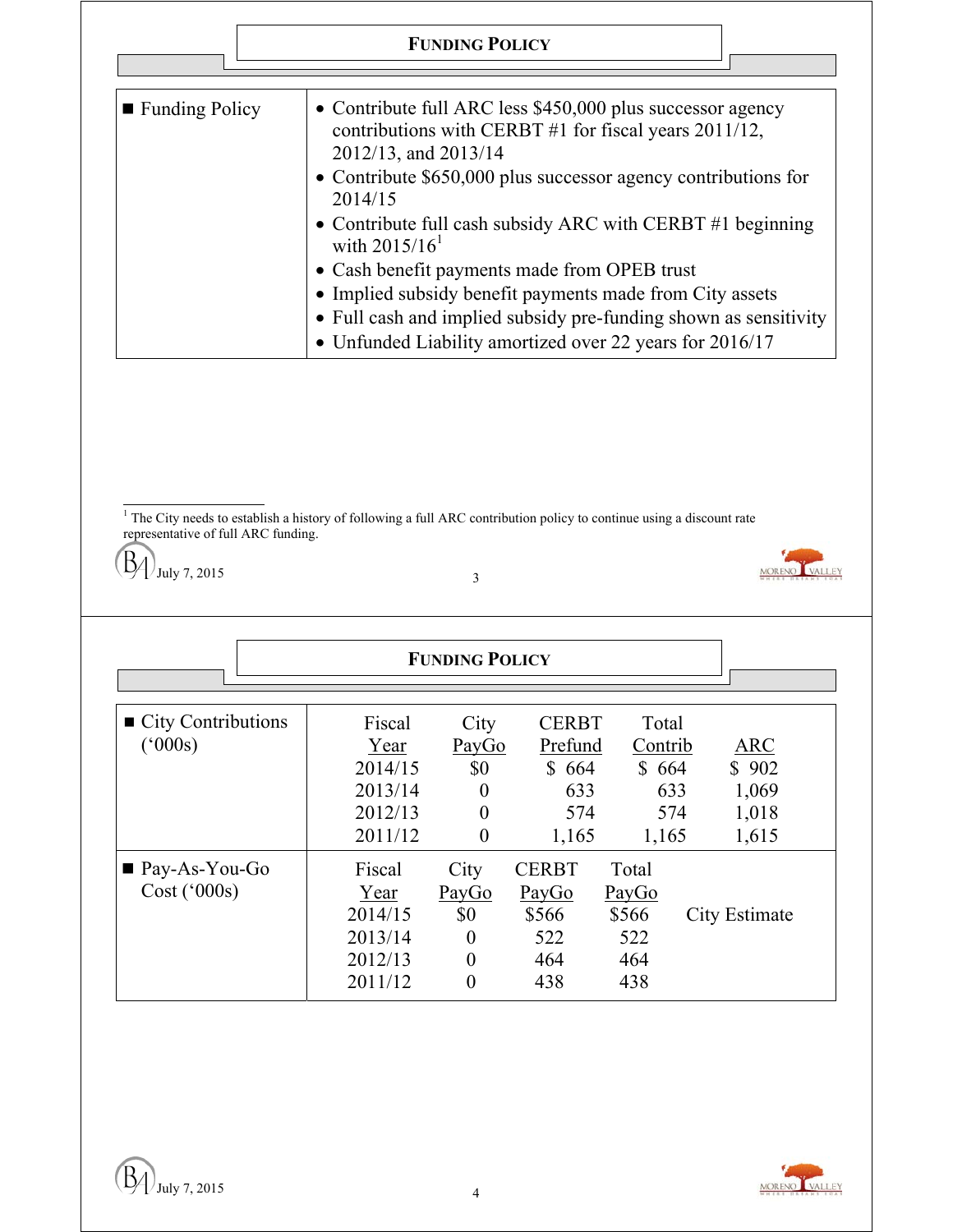## FUNDING POLICY

| | |
|---|---|
| ■ Funding Policy | • Contribute full ARC less $450,000 plus successor agency contributions with CERBT #1 for fiscal years 2011/12, 2012/13, and 2013/14<br>• Contribute $650,000 plus successor agency contributions for 2014/15<br>• Contribute full cash subsidy ARC with CERBT #1 beginning with 2015/16[1]<br>• Cash benefit payments made from OPEB trust<br>• Implied subsidy benefit payments made from City assets<br>• Full cash and implied subsidy pre-funding shown as sensitivity<br>• Unfunded Liability amortized over 22 years for 2016/17 |

[1] The City needs to establish a history of following a full ARC contribution policy to continue using a discount rate representative of full ARC funding.

July 7, 2015

## FUNDING POLICY

■ City Contributions ('000s)

| Fiscal Year | City PayGo | CERBT Prefund | Total Contrib | ARC |
|---|---|---|---|---|
| 2014/15 | $0 | $ 664 | $ 664 | $ 902 |
| 2013/14 | 0 | 633 | 633 | 1,069 |
| 2012/13 | 0 | 574 | 574 | 1,018 |
| 2011/12 | 0 | 1,165 | 1,165 | 1,615 |

■ Pay-As-You-Go Cost ('000s)

| Fiscal Year | City PayGo | CERBT PayGo | Total PayGo | |
|---|---|---|---|---|
| 2014/15 | $0 | $566 | $566 | City Estimate |
| 2013/14 | 0 | 522 | 522 | |
| 2012/13 | 0 | 464 | 464 | |
| 2011/12 | 0 | 438 | 438 | |

July 7, 2015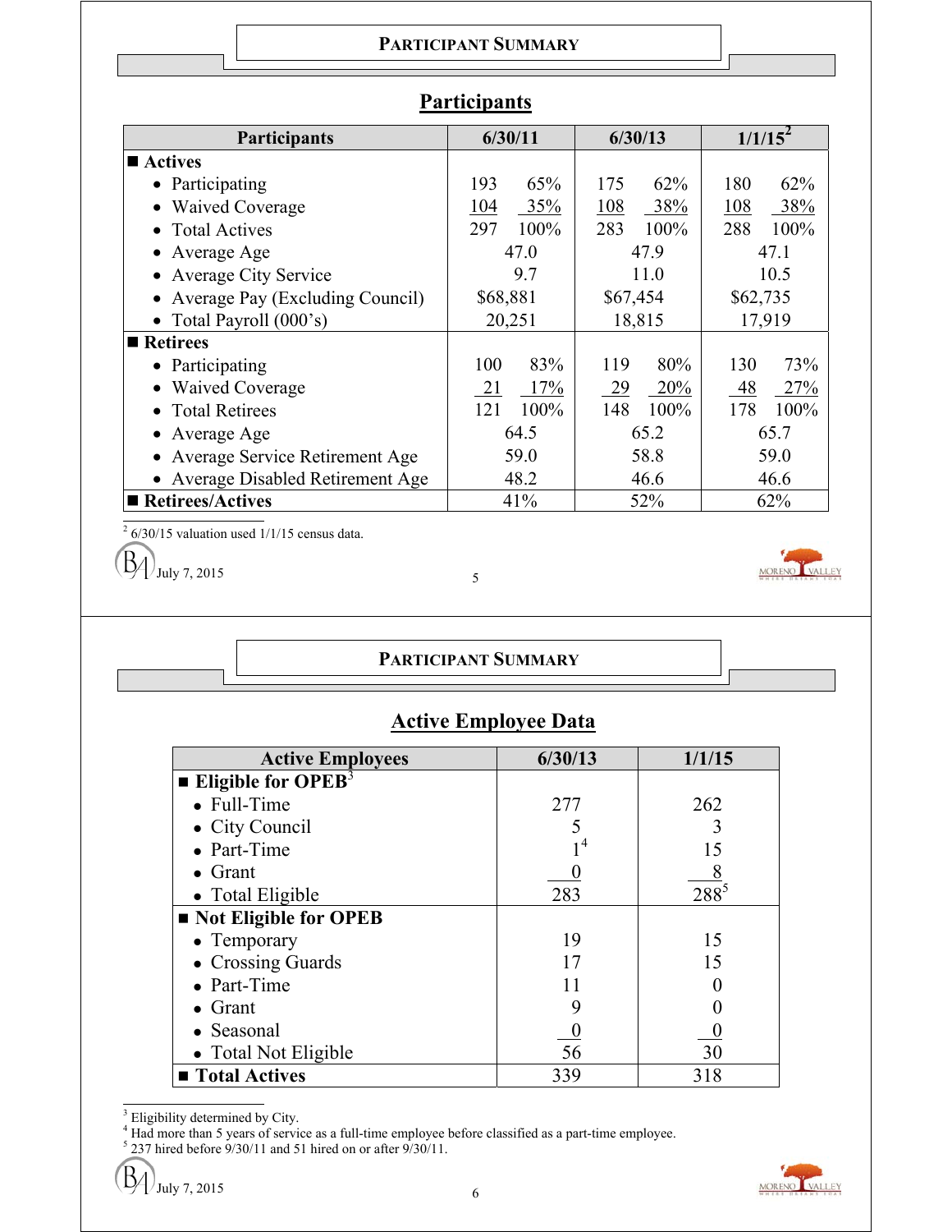## PARTICIPANT SUMMARY

### Participants

| Participants | 6/30/11 | | 6/30/13 | | 1/1/15[2] | |
|---|---|---|---|---|---|---|
| **■ Actives** | | | | | | |
| • Participating | 193 | 65% | 175 | 62% | 180 | 62% |
| • Waived Coverage | 104 | 35% | 108 | 38% | 108 | 38% |
| • Total Actives | 297 | 100% | 283 | 100% | 288 | 100% |
| • Average Age | 47.0 | | 47.9 | | 47.1 | |
| • Average City Service | 9.7 | | 11.0 | | 10.5 | |
| • Average Pay (Excluding Council) | $68,881 | | $67,454 | | $62,735 | |
| • Total Payroll (000's) | 20,251 | | 18,815 | | 17,919 | |
| **■ Retirees** | | | | | | |
| • Participating | 100 | 83% | 119 | 80% | 130 | 73% |
| • Waived Coverage | 21 | 17% | 29 | 20% | 48 | 27% |
| • Total Retirees | 121 | 100% | 148 | 100% | 178 | 100% |
| • Average Age | 64.5 | | 65.2 | | 65.7 | |
| • Average Service Retirement Age | 59.0 | | 58.8 | | 59.0 | |
| • Average Disabled Retirement Age | 48.2 | | 46.6 | | 46.6 | |
| **■ Retirees/Actives** | 41% | | 52% | | 62% | |

[2] 6/30/15 valuation used 1/1/15 census data.

July 7, 2015

## PARTICIPANT SUMMARY

### Active Employee Data

| Active Employees | 6/30/13 | 1/1/15 |
|---|---|---|
| **■ Eligible for OPEB[3]** | | |
| • Full-Time | 277 | 262 |
| • City Council | 5 | 3 |
| • Part-Time | 1[4] | 15 |
| • Grant | 0 | 8 |
| • Total Eligible | 283 | 288[5] |
| **■ Not Eligible for OPEB** | | |
| • Temporary | 19 | 15 |
| • Crossing Guards | 17 | 15 |
| • Part-Time | 11 | 0 |
| • Grant | 9 | 0 |
| • Seasonal | 0 | 0 |
| • Total Not Eligible | 56 | 30 |
| **■ Total Actives** | 339 | 318 |

[3] Eligibility determined by City.
[4] Had more than 5 years of service as a full-time employee before classified as a part-time employee.
[5] 237 hired before 9/30/11 and 51 hired on or after 9/30/11.

July 7, 2015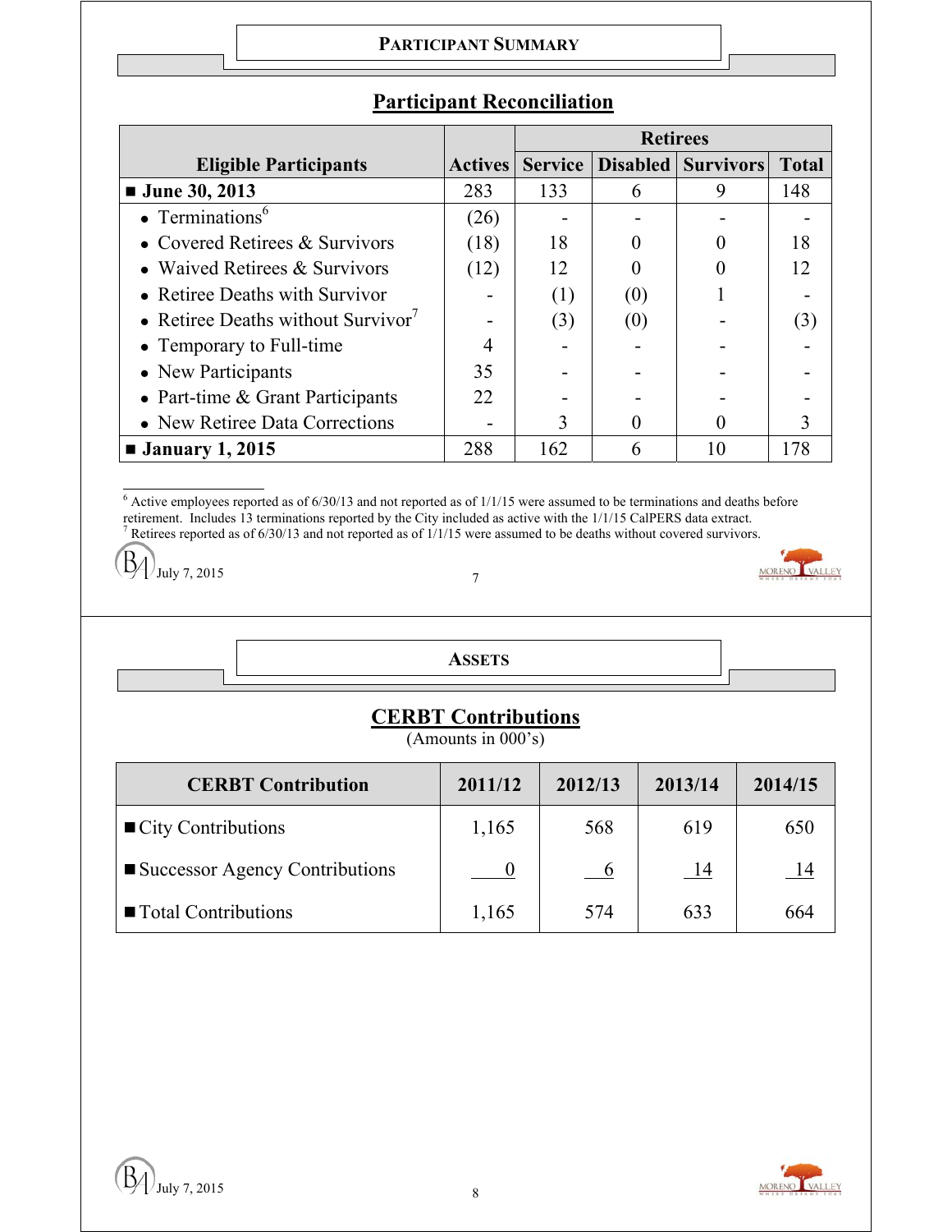## PARTICIPANT SUMMARY

### Participant Reconciliation

| Eligible Participants | Actives | Retirees | | | |
|---|---|---|---|---|---|
| | | Service | Disabled | Survivors | Total |
| ■ **June 30, 2013** | 283 | 133 | 6 | 9 | 148 |
| • Terminations[6] | (26) | - | - | - | - |
| • Covered Retirees & Survivors | (18) | 18 | 0 | 0 | 18 |
| • Waived Retirees & Survivors | (12) | 12 | 0 | 0 | 12 |
| • Retiree Deaths with Survivor | - | (1) | (0) | 1 | - |
| • Retiree Deaths without Survivor[7] | - | (3) | (0) | - | (3) |
| • Temporary to Full-time | 4 | - | - | - | - |
| • New Participants | 35 | - | - | - | - |
| • Part-time & Grant Participants | 22 | - | - | - | - |
| • New Retiree Data Corrections | - | 3 | 0 | 0 | 3 |
| ■ **January 1, 2015** | 288 | 162 | 6 | 10 | 178 |

[6] Active employees reported as of 6/30/13 and not reported as of 1/1/15 were assumed to be terminations and deaths before retirement. Includes 13 terminations reported by the City included as active with the 1/1/15 CalPERS data extract.
[7] Retirees reported as of 6/30/13 and not reported as of 1/1/15 were assumed to be deaths without covered survivors.

## ASSETS

### CERBT Contributions

(Amounts in 000's)

| CERBT Contribution | 2011/12 | 2012/13 | 2013/14 | 2014/15 |
|---|---|---|---|---|
| ■ City Contributions | 1,165 | 568 | 619 | 650 |
| ■ Successor Agency Contributions | 0 | 6 | 14 | 14 |
| ■ Total Contributions | 1,165 | 574 | 633 | 664 |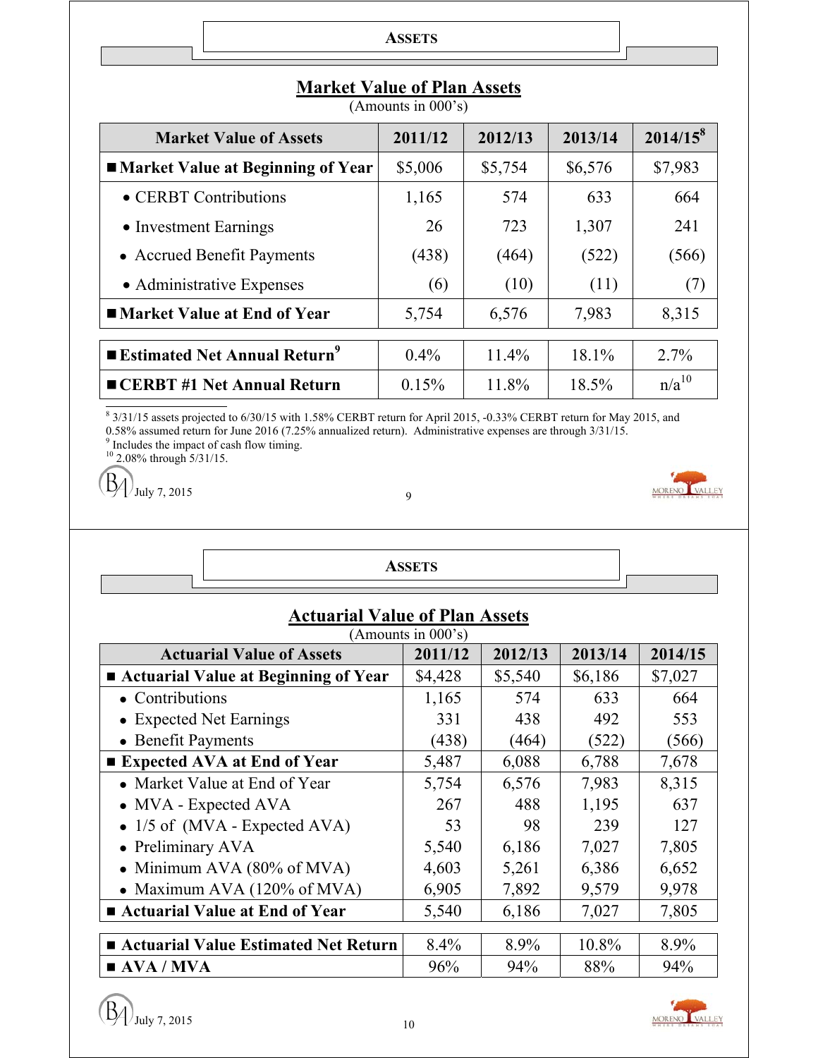## ASSETS

### Market Value of Plan Assets

(Amounts in 000's)

| Market Value of Assets | 2011/12 | 2012/13 | 2013/14 | 2014/15[8] |
|---|---|---|---|---|
| ■ **Market Value at Beginning of Year** | $5,006 | $5,754 | $6,576 | $7,983 |
| • CERBT Contributions | 1,165 | 574 | 633 | 664 |
| • Investment Earnings | 26 | 723 | 1,307 | 241 |
| • Accrued Benefit Payments | (438) | (464) | (522) | (566) |
| • Administrative Expenses | (6) | (10) | (11) | (7) |
| ■ **Market Value at End of Year** | 5,754 | 6,576 | 7,983 | 8,315 |

| | | | | |
|---|---|---|---|---|
| ■ **Estimated Net Annual Return[9]** | 0.4% | 11.4% | 18.1% | 2.7% |
| ■ **CERBT #1 Net Annual Return** | 0.15% | 11.8% | 18.5% | n/a[10] |

[8] 3/31/15 assets projected to 6/30/15 with 1.58% CERBT return for April 2015, -0.33% CERBT return for May 2015, and 0.58% assumed return for June 2016 (7.25% annualized return). Administrative expenses are through 3/31/15.

[9] Includes the impact of cash flow timing.

[10] 2.08% through 5/31/15.

July 7, 2015

## ASSETS

### Actuarial Value of Plan Assets

(Amounts in 000's)

| Actuarial Value of Assets | 2011/12 | 2012/13 | 2013/14 | 2014/15 |
|---|---|---|---|---|
| ■ **Actuarial Value at Beginning of Year** | $4,428 | $5,540 | $6,186 | $7,027 |
| • Contributions | 1,165 | 574 | 633 | 664 |
| • Expected Net Earnings | 331 | 438 | 492 | 553 |
| • Benefit Payments | (438) | (464) | (522) | (566) |
| ■ **Expected AVA at End of Year** | 5,487 | 6,088 | 6,788 | 7,678 |
| • Market Value at End of Year | 5,754 | 6,576 | 7,983 | 8,315 |
| • MVA - Expected AVA | 267 | 488 | 1,195 | 637 |
| • 1/5 of (MVA - Expected AVA) | 53 | 98 | 239 | 127 |
| • Preliminary AVA | 5,540 | 6,186 | 7,027 | 7,805 |
| • Minimum AVA (80% of MVA) | 4,603 | 5,261 | 6,386 | 6,652 |
| • Maximum AVA (120% of MVA) | 6,905 | 7,892 | 9,579 | 9,978 |
| ■ **Actuarial Value at End of Year** | 5,540 | 6,186 | 7,027 | 7,805 |

| | | | | |
|---|---|---|---|---|
| ■ **Actuarial Value Estimated Net Return** | 8.4% | 8.9% | 10.8% | 8.9% |
| ■ **AVA / MVA** | 96% | 94% | 88% | 94% |

July 7, 2015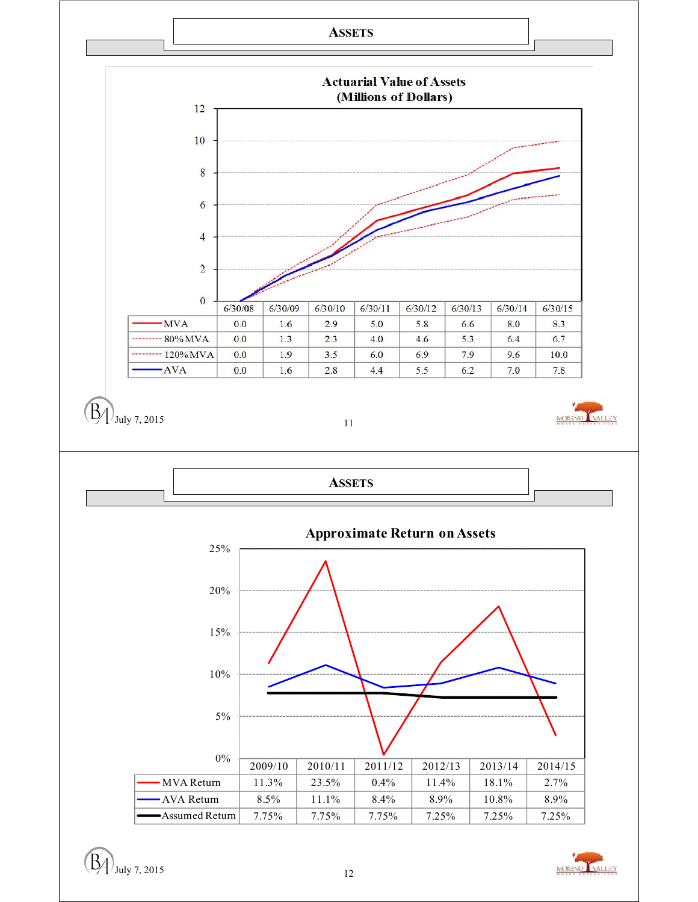## Assets

### Actuarial Value of Assets
### (Millions of Dollars)

| | 6/30/08 | 6/30/09 | 6/30/10 | 6/30/11 | 6/30/12 | 6/30/13 | 6/30/14 | 6/30/15 |
|---|---|---|---|---|---|---|---|---|
| MVA | 0.0 | 1.6 | 2.9 | 5.0 | 5.8 | 6.6 | 8.0 | 8.3 |
| 80% MVA | 0.0 | 1.3 | 2.3 | 4.0 | 4.6 | 5.3 | 6.4 | 6.7 |
| 120% MVA | 0.0 | 1.9 | 3.5 | 6.0 | 6.9 | 7.9 | 9.6 | 10.0 |
| AVA | 0.0 | 1.6 | 2.8 | 4.4 | 5.5 | 6.2 | 7.0 | 7.8 |

July 7, 2015

## Assets

### Approximate Return on Assets

| | 2009/10 | 2010/11 | 2011/12 | 2012/13 | 2013/14 | 2014/15 |
|---|---|---|---|---|---|---|
| MVA Return | 11.3% | 23.5% | 0.4% | 11.4% | 18.1% | 2.7% |
| AVA Return | 8.5% | 11.1% | 8.4% | 8.9% | 10.8% | 8.9% |
| Assumed Return | 7.75% | 7.75% | 7.75% | 7.25% | 7.25% | 7.25% |

July 7, 2015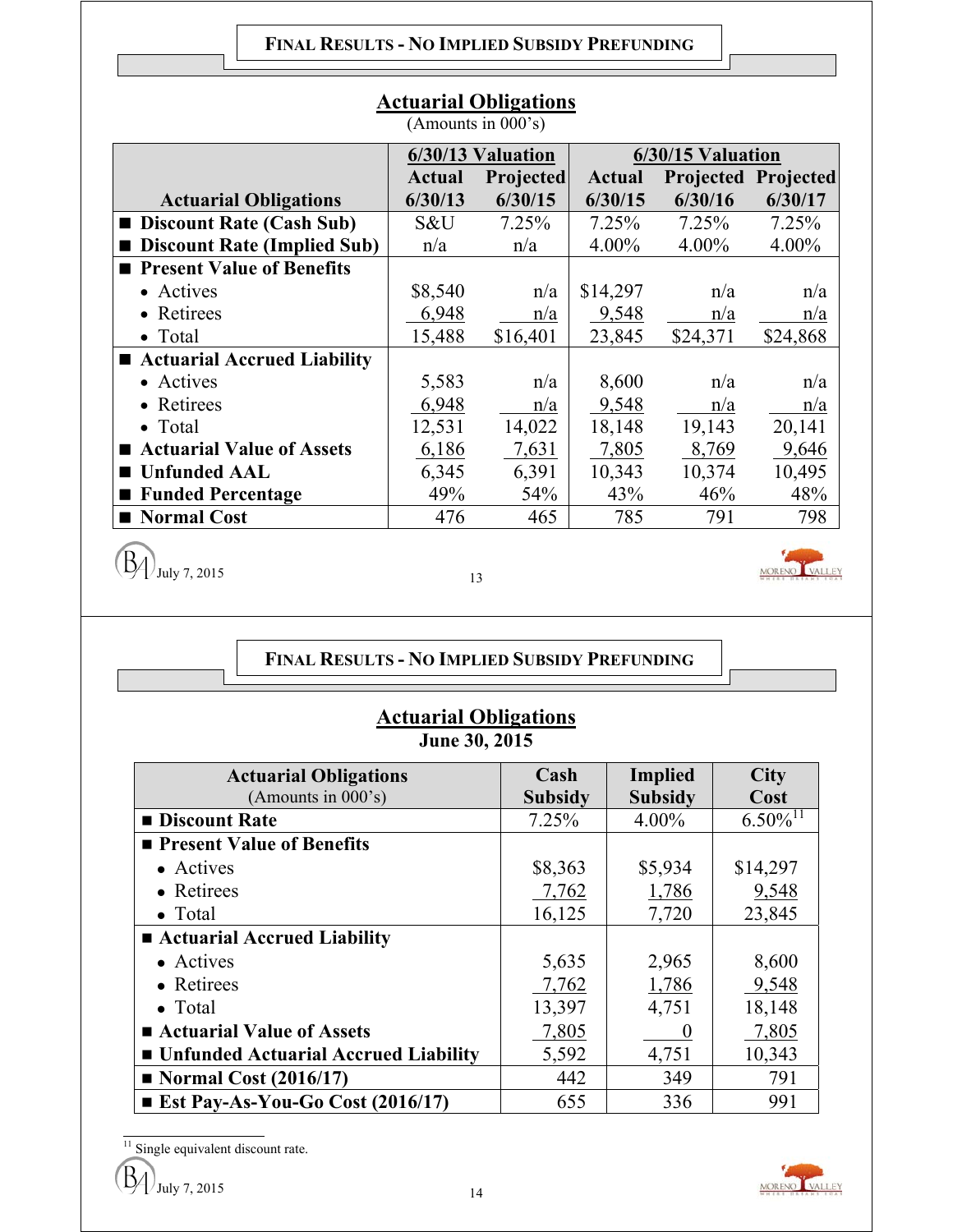## FINAL RESULTS - NO IMPLIED SUBSIDY PREFUNDING

### Actuarial Obligations

(Amounts in 000's)

| Actuarial Obligations | 6/30/13 Valuation | | 6/30/15 Valuation | | |
|---|---|---|---|---|---|
| | Actual 6/30/13 | Projected 6/30/15 | Actual 6/30/15 | Projected 6/30/16 | Projected 6/30/17 |
| ■ Discount Rate (Cash Sub) | S&U | 7.25% | 7.25% | 7.25% | 7.25% |
| ■ Discount Rate (Implied Sub) | n/a | n/a | 4.00% | 4.00% | 4.00% |
| ■ Present Value of Benefits | | | | | |
| • Actives | $8,540 | n/a | $14,297 | n/a | n/a |
| • Retirees | 6,948 | n/a | 9,548 | n/a | n/a |
| • Total | 15,488 | $16,401 | 23,845 | $24,371 | $24,868 |
| ■ Actuarial Accrued Liability | | | | | |
| • Actives | 5,583 | n/a | 8,600 | n/a | n/a |
| • Retirees | 6,948 | n/a | 9,548 | n/a | n/a |
| • Total | 12,531 | 14,022 | 18,148 | 19,143 | 20,141 |
| ■ Actuarial Value of Assets | 6,186 | 7,631 | 7,805 | 8,769 | 9,646 |
| ■ Unfunded AAL | 6,345 | 6,391 | 10,343 | 10,374 | 10,495 |
| ■ Funded Percentage | 49% | 54% | 43% | 46% | 48% |
| ■ Normal Cost | 476 | 465 | 785 | 791 | 798 |

July 7, 2015

## FINAL RESULTS - NO IMPLIED SUBSIDY PREFUNDING

### Actuarial Obligations

**June 30, 2015**

| Actuarial Obligations (Amounts in 000's) | Cash Subsidy | Implied Subsidy | City Cost |
|---|---|---|---|
| ■ Discount Rate | 7.25% | 4.00% | 6.50%[11] |
| ■ Present Value of Benefits | | | |
| • Actives | $8,363 | $5,934 | $14,297 |
| • Retirees | 7,762 | 1,786 | 9,548 |
| • Total | 16,125 | 7,720 | 23,845 |
| ■ Actuarial Accrued Liability | | | |
| • Actives | 5,635 | 2,965 | 8,600 |
| • Retirees | 7,762 | 1,786 | 9,548 |
| • Total | 13,397 | 4,751 | 18,148 |
| ■ Actuarial Value of Assets | 7,805 | 0 | 7,805 |
| ■ Unfunded Actuarial Accrued Liability | 5,592 | 4,751 | 10,343 |
| ■ Normal Cost (2016/17) | 442 | 349 | 791 |
| ■ Est Pay-As-You-Go Cost (2016/17) | 655 | 336 | 991 |

[11] Single equivalent discount rate.

July 7, 2015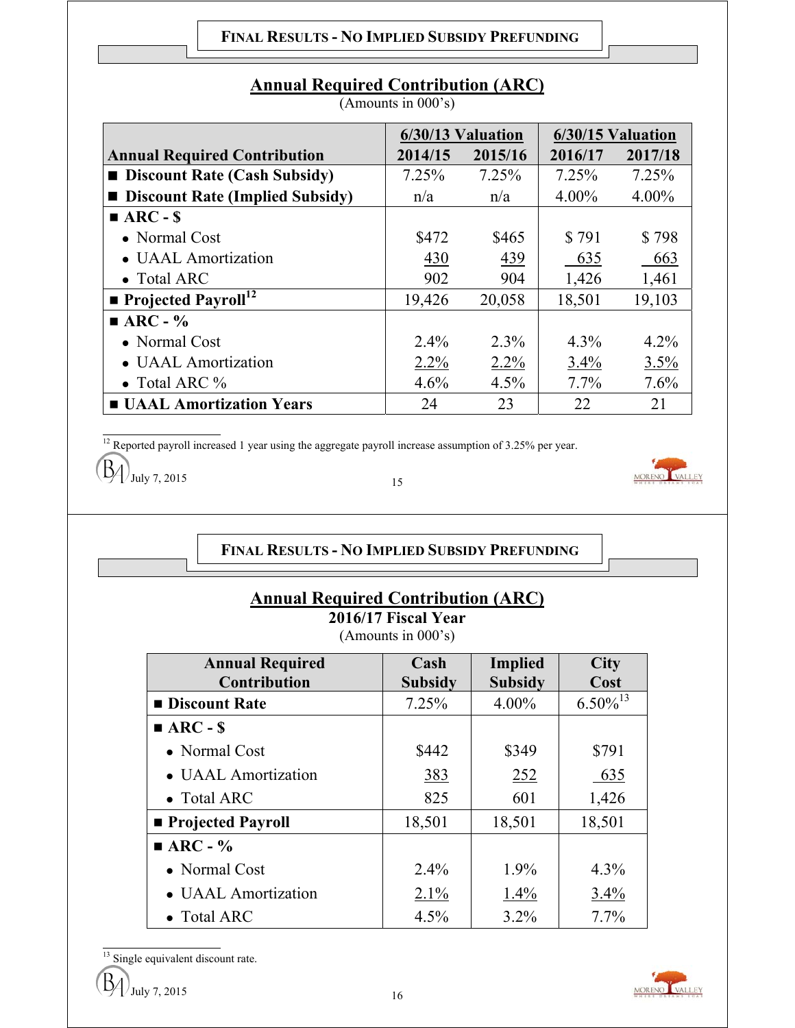## Final Results - No Implied Subsidy Prefunding

### Annual Required Contribution (ARC)

(Amounts in 000's)

| Annual Required Contribution | 6/30/13 Valuation 2014/15 | 6/30/13 Valuation 2015/16 | 6/30/15 Valuation 2016/17 | 6/30/15 Valuation 2017/18 |
|---|---|---|---|---|
| ■ Discount Rate (Cash Subsidy) | 7.25% | 7.25% | 7.25% | 7.25% |
| ■ Discount Rate (Implied Subsidy) | n/a | n/a | 4.00% | 4.00% |
| ■ ARC - $ | | | | |
| • Normal Cost | $472 | $465 | $ 791 | $ 798 |
| • UAAL Amortization | 430 | 439 | 635 | 663 |
| • Total ARC | 902 | 904 | 1,426 | 1,461 |
| ■ Projected Payroll[12] | 19,426 | 20,058 | 18,501 | 19,103 |
| ■ ARC - % | | | | |
| • Normal Cost | 2.4% | 2.3% | 4.3% | 4.2% |
| • UAAL Amortization | 2.2% | 2.2% | 3.4% | 3.5% |
| • Total ARC % | 4.6% | 4.5% | 7.7% | 7.6% |
| ■ UAAL Amortization Years | 24 | 23 | 22 | 21 |

[12] Reported payroll increased 1 year using the aggregate payroll increase assumption of 3.25% per year.

July 7, 2015

## Final Results - No Implied Subsidy Prefunding

### Annual Required Contribution (ARC)

**2016/17 Fiscal Year**

(Amounts in 000's)

| Annual Required Contribution | Cash Subsidy | Implied Subsidy | City Cost |
|---|---|---|---|
| ■ Discount Rate | 7.25% | 4.00% | 6.50%[13] |
| ■ ARC - $ | | | |
| • Normal Cost | $442 | $349 | $791 |
| • UAAL Amortization | 383 | 252 | 635 |
| • Total ARC | 825 | 601 | 1,426 |
| ■ Projected Payroll | 18,501 | 18,501 | 18,501 |
| ■ ARC - % | | | |
| • Normal Cost | 2.4% | 1.9% | 4.3% |
| • UAAL Amortization | 2.1% | 1.4% | 3.4% |
| • Total ARC | 4.5% | 3.2% | 7.7% |

[13] Single equivalent discount rate.

July 7, 2015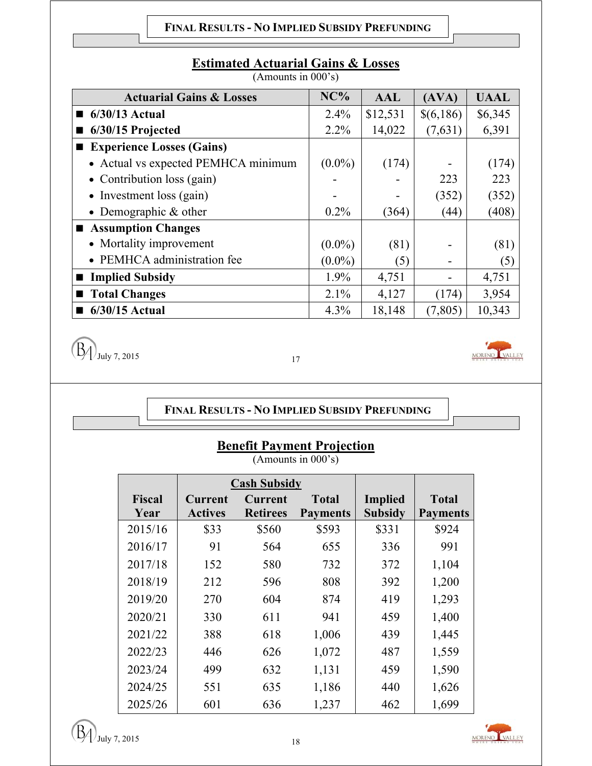## FINAL RESULTS - NO IMPLIED SUBSIDY PREFUNDING

### Estimated Actuarial Gains & Losses

(Amounts in 000's)

| Actuarial Gains & Losses | NC% | AAL | (AVA) | UAAL |
|---|---|---|---|---|
| ■ **6/30/13 Actual** | 2.4% | $12,531 | $(6,186) | $6,345 |
| ■ **6/30/15 Projected** | 2.2% | 14,022 | (7,631) | 6,391 |
| ■ **Experience Losses (Gains)** | | | | |
| • Actual vs expected PEMHCA minimum | (0.0%) | (174) | - | (174) |
| • Contribution loss (gain) | - | - | 223 | 223 |
| • Investment loss (gain) | - | - | (352) | (352) |
| • Demographic & other | 0.2% | (364) | (44) | (408) |
| ■ **Assumption Changes** | | | | |
| • Mortality improvement | (0.0%) | (81) | - | (81) |
| • PEMHCA administration fee | (0.0%) | (5) | - | (5) |
| ■ **Implied Subsidy** | 1.9% | 4,751 | - | 4,751 |
| ■ **Total Changes** | 2.1% | 4,127 | (174) | 3,954 |
| ■ **6/30/15 Actual** | 4.3% | 18,148 | (7,805) | 10,343 |

## FINAL RESULTS - NO IMPLIED SUBSIDY PREFUNDING

### Benefit Payment Projection

(Amounts in 000's)

| Fiscal Year | Cash Subsidy | | | Implied Subsidy | Total Payments |
|---|---|---|---|---|---|
| | Current Actives | Current Retirees | Total Payments | | |
| 2015/16 | $33 | $560 | $593 | $331 | $924 |
| 2016/17 | 91 | 564 | 655 | 336 | 991 |
| 2017/18 | 152 | 580 | 732 | 372 | 1,104 |
| 2018/19 | 212 | 596 | 808 | 392 | 1,200 |
| 2019/20 | 270 | 604 | 874 | 419 | 1,293 |
| 2020/21 | 330 | 611 | 941 | 459 | 1,400 |
| 2021/22 | 388 | 618 | 1,006 | 439 | 1,445 |
| 2022/23 | 446 | 626 | 1,072 | 487 | 1,559 |
| 2023/24 | 499 | 632 | 1,131 | 459 | 1,590 |
| 2024/25 | 551 | 635 | 1,186 | 440 | 1,626 |
| 2025/26 | 601 | 636 | 1,237 | 462 | 1,699 |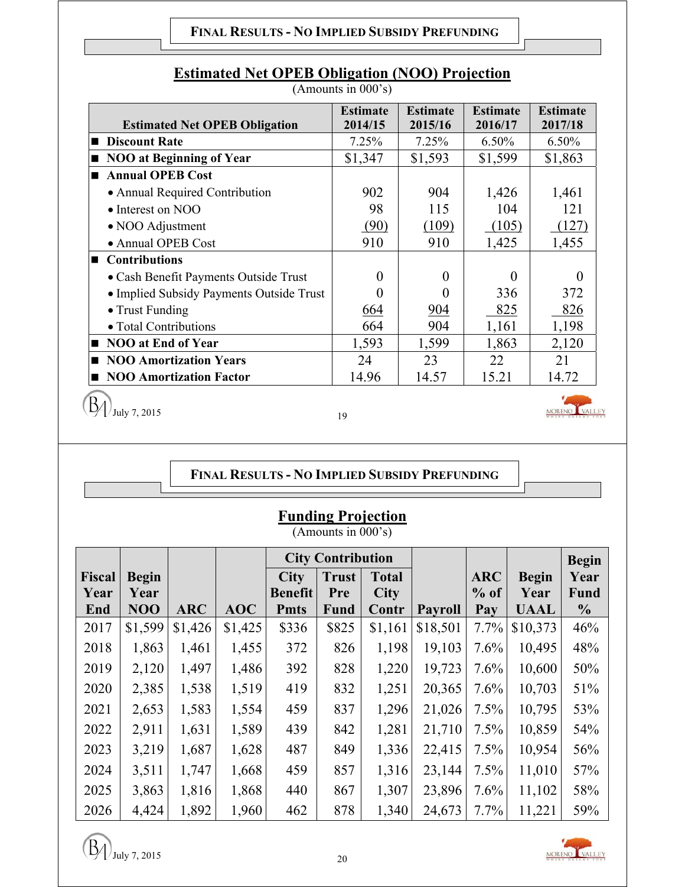## FINAL RESULTS - NO IMPLIED SUBSIDY PREFUNDING

### Estimated Net OPEB Obligation (NOO) Projection

(Amounts in 000's)

| Estimated Net OPEB Obligation | Estimate 2014/15 | Estimate 2015/16 | Estimate 2016/17 | Estimate 2017/18 |
|---|---|---|---|---|
| ■ **Discount Rate** | 7.25% | 7.25% | 6.50% | 6.50% |
| ■ **NOO at Beginning of Year** | $1,347 | $1,593 | $1,599 | $1,863 |
| ■ **Annual OPEB Cost** | | | | |
| • Annual Required Contribution | 902 | 904 | 1,426 | 1,461 |
| • Interest on NOO | 98 | 115 | 104 | 121 |
| • NOO Adjustment | (90) | (109) | (105) | (127) |
| • Annual OPEB Cost | 910 | 910 | 1,425 | 1,455 |
| ■ **Contributions** | | | | |
| • Cash Benefit Payments Outside Trust | 0 | 0 | 0 | 0 |
| • Implied Subsidy Payments Outside Trust | 0 | 0 | 336 | 372 |
| • Trust Funding | 664 | 904 | 825 | 826 |
| • Total Contributions | 664 | 904 | 1,161 | 1,198 |
| ■ **NOO at End of Year** | 1,593 | 1,599 | 1,863 | 2,120 |
| ■ **NOO Amortization Years** | 24 | 23 | 22 | 21 |
| ■ **NOO Amortization Factor** | 14.96 | 14.57 | 15.21 | 14.72 |

July 7, 2015

## FINAL RESULTS - NO IMPLIED SUBSIDY PREFUNDING

### Funding Projection

(Amounts in 000's)

| | | | | City Contribution | | | | | | |
|---|---|---|---|---|---|---|---|---|---|---|
| Fiscal Year End | Begin Year NOO | ARC | AOC | City Benefit Pmts | Trust Pre Fund | Total City Contr | Payroll | ARC % of Pay | Begin Year UAAL | Begin Year Fund % |
| 2017 | $1,599 | $1,426 | $1,425 | $336 | $825 | $1,161 | $18,501 | 7.7% | $10,373 | 46% |
| 2018 | 1,863 | 1,461 | 1,455 | 372 | 826 | 1,198 | 19,103 | 7.6% | 10,495 | 48% |
| 2019 | 2,120 | 1,497 | 1,486 | 392 | 828 | 1,220 | 19,723 | 7.6% | 10,600 | 50% |
| 2020 | 2,385 | 1,538 | 1,519 | 419 | 832 | 1,251 | 20,365 | 7.6% | 10,703 | 51% |
| 2021 | 2,653 | 1,583 | 1,554 | 459 | 837 | 1,296 | 21,026 | 7.5% | 10,795 | 53% |
| 2022 | 2,911 | 1,631 | 1,589 | 439 | 842 | 1,281 | 21,710 | 7.5% | 10,859 | 54% |
| 2023 | 3,219 | 1,687 | 1,628 | 487 | 849 | 1,336 | 22,415 | 7.5% | 10,954 | 56% |
| 2024 | 3,511 | 1,747 | 1,668 | 459 | 857 | 1,316 | 23,144 | 7.5% | 11,010 | 57% |
| 2025 | 3,863 | 1,816 | 1,868 | 440 | 867 | 1,307 | 23,896 | 7.6% | 11,102 | 58% |
| 2026 | 4,424 | 1,892 | 1,960 | 462 | 878 | 1,340 | 24,673 | 7.7% | 11,221 | 59% |

July 7, 2015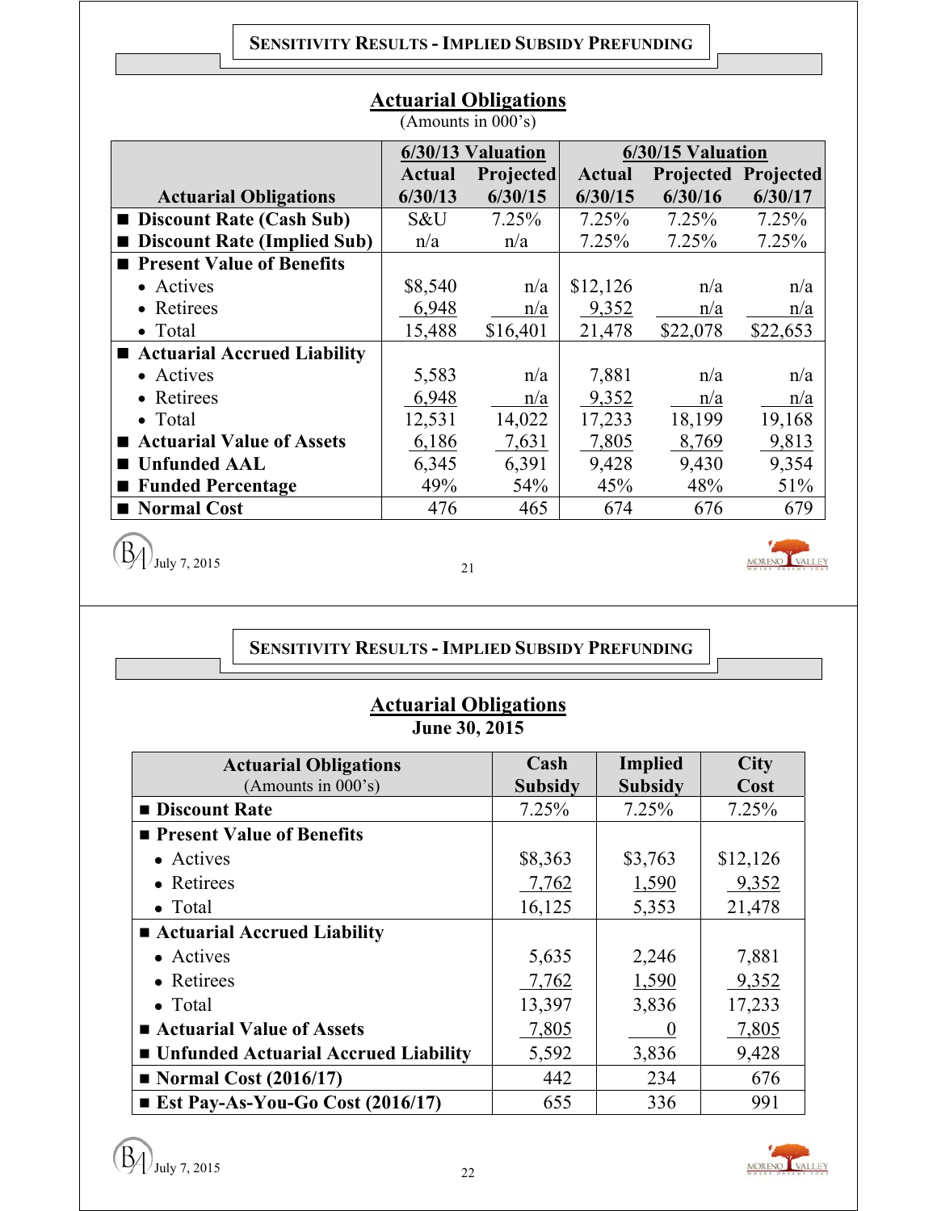## SENSITIVITY RESULTS - IMPLIED SUBSIDY PREFUNDING

### Actuarial Obligations

(Amounts in 000's)

| Actuarial Obligations | 6/30/13 Valuation | | 6/30/15 Valuation | | |
|---|---|---|---|---|---|
| | Actual 6/30/13 | Projected 6/30/15 | Actual 6/30/15 | Projected 6/30/16 | Projected 6/30/17 |
| ■ Discount Rate (Cash Sub) | S&U | 7.25% | 7.25% | 7.25% | 7.25% |
| ■ Discount Rate (Implied Sub) | n/a | n/a | 7.25% | 7.25% | 7.25% |
| ■ Present Value of Benefits | | | | | |
| • Actives | $8,540 | n/a | $12,126 | n/a | n/a |
| • Retirees | 6,948 | n/a | 9,352 | n/a | n/a |
| • Total | 15,488 | $16,401 | 21,478 | $22,078 | $22,653 |
| ■ Actuarial Accrued Liability | | | | | |
| • Actives | 5,583 | n/a | 7,881 | n/a | n/a |
| • Retirees | 6,948 | n/a | 9,352 | n/a | n/a |
| • Total | 12,531 | 14,022 | 17,233 | 18,199 | 19,168 |
| ■ Actuarial Value of Assets | 6,186 | 7,631 | 7,805 | 8,769 | 9,813 |
| ■ Unfunded AAL | 6,345 | 6,391 | 9,428 | 9,430 | 9,354 |
| ■ Funded Percentage | 49% | 54% | 45% | 48% | 51% |
| ■ Normal Cost | 476 | 465 | 674 | 676 | 679 |

July 7, 2015

## SENSITIVITY RESULTS - IMPLIED SUBSIDY PREFUNDING

### Actuarial Obligations
**June 30, 2015**

| Actuarial Obligations (Amounts in 000's) | Cash Subsidy | Implied Subsidy | City Cost |
|---|---|---|---|
| ■ Discount Rate | 7.25% | 7.25% | 7.25% |
| ■ Present Value of Benefits | | | |
| • Actives | $8,363 | $3,763 | $12,126 |
| • Retirees | 7,762 | 1,590 | 9,352 |
| • Total | 16,125 | 5,353 | 21,478 |
| ■ Actuarial Accrued Liability | | | |
| • Actives | 5,635 | 2,246 | 7,881 |
| • Retirees | 7,762 | 1,590 | 9,352 |
| • Total | 13,397 | 3,836 | 17,233 |
| ■ Actuarial Value of Assets | 7,805 | 0 | 7,805 |
| ■ Unfunded Actuarial Accrued Liability | 5,592 | 3,836 | 9,428 |
| ■ Normal Cost (2016/17) | 442 | 234 | 676 |
| ■ Est Pay-As-You-Go Cost (2016/17) | 655 | 336 | 991 |

July 7, 2015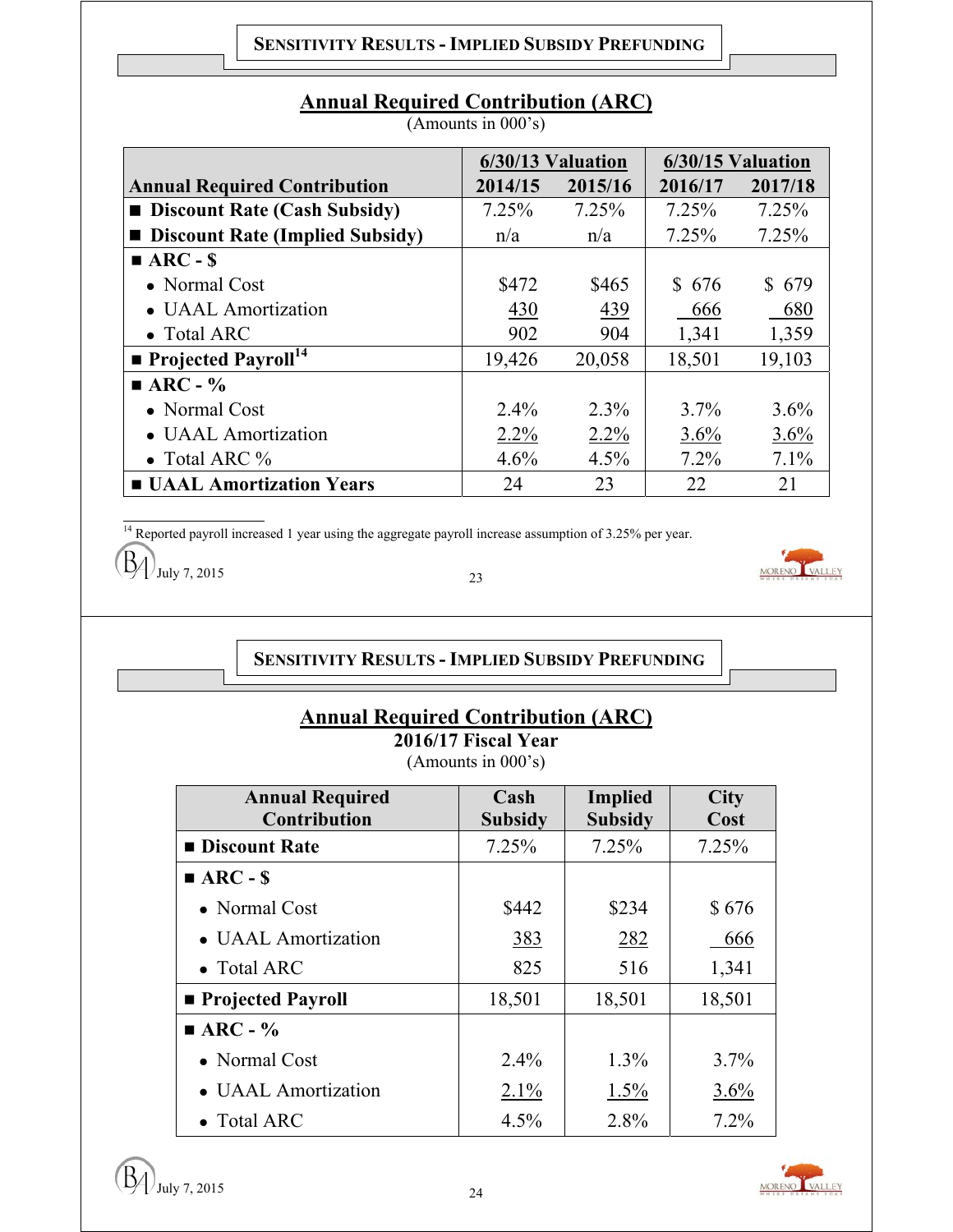## Sensitivity Results - Implied Subsidy Prefunding

### Annual Required Contribution (ARC)

(Amounts in 000's)

| Annual Required Contribution | 6/30/13 Valuation | | 6/30/15 Valuation | |
|---|---|---|---|---|
| | 2014/15 | 2015/16 | 2016/17 | 2017/18 |
| ■ Discount Rate (Cash Subsidy) | 7.25% | 7.25% | 7.25% | 7.25% |
| ■ Discount Rate (Implied Subsidy) | n/a | n/a | 7.25% | 7.25% |
| ■ ARC - $ | | | | |
| • Normal Cost | $472 | $465 | $ 676 | $ 679 |
| • UAAL Amortization | 430 | 439 | 666 | 680 |
| • Total ARC | 902 | 904 | 1,341 | 1,359 |
| ■ Projected Payroll[14] | 19,426 | 20,058 | 18,501 | 19,103 |
| ■ ARC - % | | | | |
| • Normal Cost | 2.4% | 2.3% | 3.7% | 3.6% |
| • UAAL Amortization | 2.2% | 2.2% | 3.6% | 3.6% |
| • Total ARC % | 4.6% | 4.5% | 7.2% | 7.1% |
| ■ UAAL Amortization Years | 24 | 23 | 22 | 21 |

[14] Reported payroll increased 1 year using the aggregate payroll increase assumption of 3.25% per year.

July 7, 2015

## Sensitivity Results - Implied Subsidy Prefunding

### Annual Required Contribution (ARC)

**2016/17 Fiscal Year**

(Amounts in 000's)

| Annual Required Contribution | Cash Subsidy | Implied Subsidy | City Cost |
|---|---|---|---|
| ■ Discount Rate | 7.25% | 7.25% | 7.25% |
| ■ ARC - $ | | | |
| • Normal Cost | $442 | $234 | $ 676 |
| • UAAL Amortization | 383 | 282 | 666 |
| • Total ARC | 825 | 516 | 1,341 |
| ■ Projected Payroll | 18,501 | 18,501 | 18,501 |
| ■ ARC - % | | | |
| • Normal Cost | 2.4% | 1.3% | 3.7% |
| • UAAL Amortization | 2.1% | 1.5% | 3.6% |
| • Total ARC | 4.5% | 2.8% | 7.2% |

July 7, 2015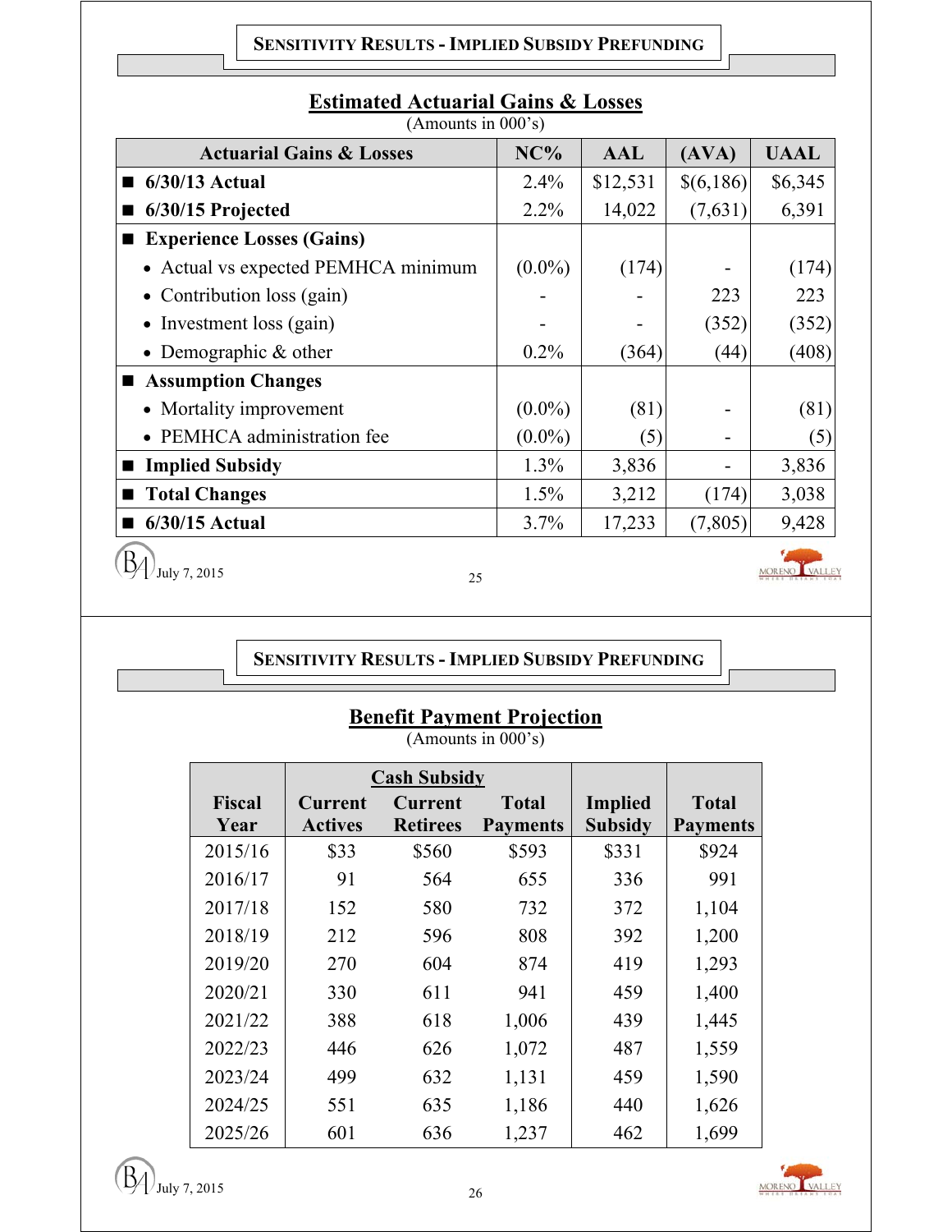## SENSITIVITY RESULTS - IMPLIED SUBSIDY PREFUNDING

### Estimated Actuarial Gains & Losses

(Amounts in 000's)

| Actuarial Gains & Losses | NC% | AAL | (AVA) | UAAL |
|---|---|---|---|---|
| ■ **6/30/13 Actual** | 2.4% | $12,531 | $(6,186) | $6,345 |
| ■ **6/30/15 Projected** | 2.2% | 14,022 | (7,631) | 6,391 |
| ■ **Experience Losses (Gains)** | | | | |
| • Actual vs expected PEMHCA minimum | (0.0%) | (174) | - | (174) |
| • Contribution loss (gain) | - | - | 223 | 223 |
| • Investment loss (gain) | - | - | (352) | (352) |
| • Demographic & other | 0.2% | (364) | (44) | (408) |
| ■ **Assumption Changes** | | | | |
| • Mortality improvement | (0.0%) | (81) | - | (81) |
| • PEMHCA administration fee | (0.0%) | (5) | - | (5) |
| ■ **Implied Subsidy** | 1.3% | 3,836 | - | 3,836 |
| ■ **Total Changes** | 1.5% | 3,212 | (174) | 3,038 |
| ■ **6/30/15 Actual** | 3.7% | 17,233 | (7,805) | 9,428 |

July 7, 2015

## SENSITIVITY RESULTS - IMPLIED SUBSIDY PREFUNDING

### Benefit Payment Projection

(Amounts in 000's)

| | Cash Subsidy | | | | |
|---|---|---|---|---|---|
| Fiscal Year | Current Actives | Current Retirees | Total Payments | Implied Subsidy | Total Payments |
| 2015/16 | $33 | $560 | $593 | $331 | $924 |
| 2016/17 | 91 | 564 | 655 | 336 | 991 |
| 2017/18 | 152 | 580 | 732 | 372 | 1,104 |
| 2018/19 | 212 | 596 | 808 | 392 | 1,200 |
| 2019/20 | 270 | 604 | 874 | 419 | 1,293 |
| 2020/21 | 330 | 611 | 941 | 459 | 1,400 |
| 2021/22 | 388 | 618 | 1,006 | 439 | 1,445 |
| 2022/23 | 446 | 626 | 1,072 | 487 | 1,559 |
| 2023/24 | 499 | 632 | 1,131 | 459 | 1,590 |
| 2024/25 | 551 | 635 | 1,186 | 440 | 1,626 |
| 2025/26 | 601 | 636 | 1,237 | 462 | 1,699 |

July 7, 2015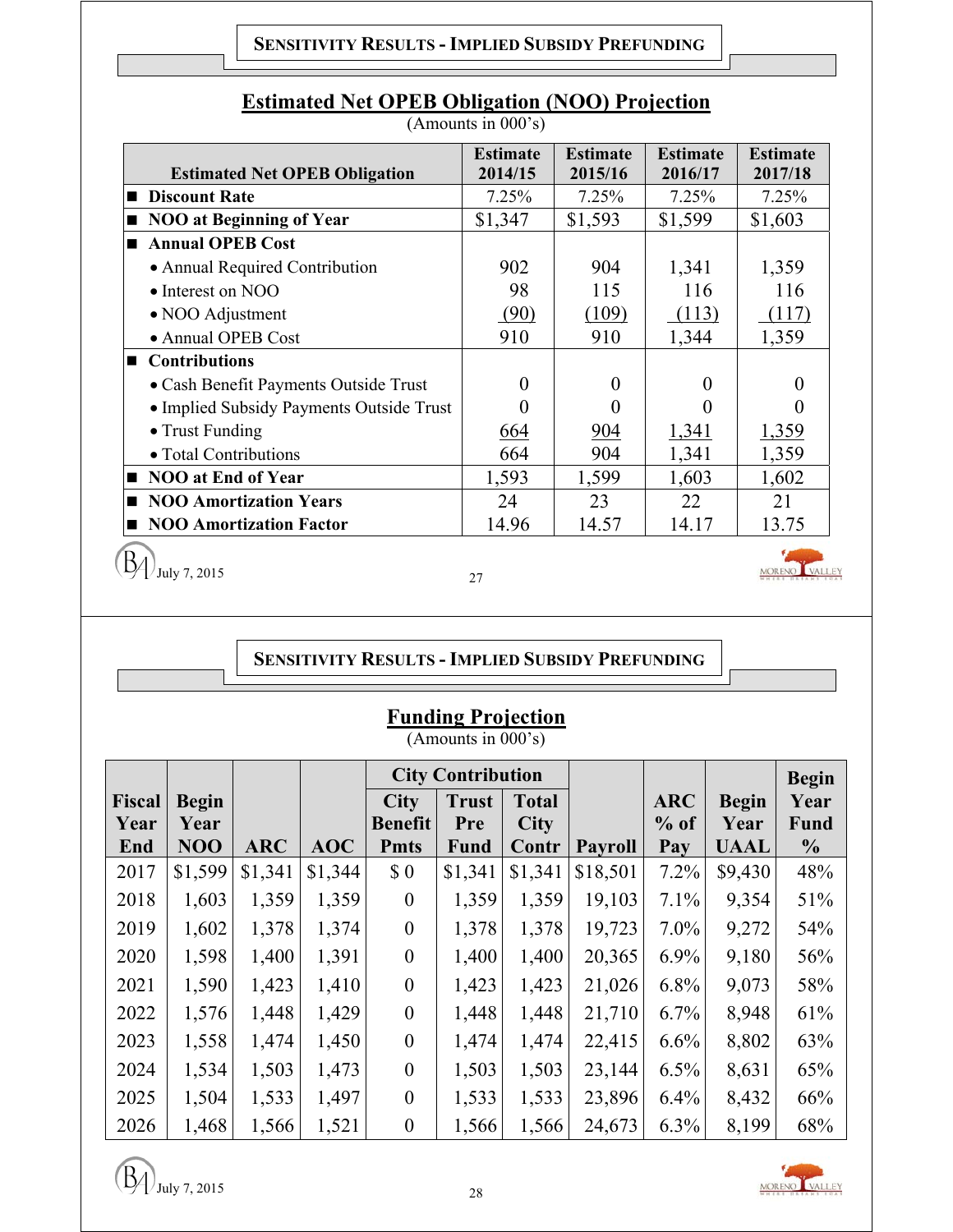## SENSITIVITY RESULTS - IMPLIED SUBSIDY PREFUNDING

### Estimated Net OPEB Obligation (NOO) Projection

(Amounts in 000's)

| Estimated Net OPEB Obligation | Estimate 2014/15 | Estimate 2015/16 | Estimate 2016/17 | Estimate 2017/18 |
|---|---|---|---|---|
| ■ **Discount Rate** | 7.25% | 7.25% | 7.25% | 7.25% |
| ■ **NOO at Beginning of Year** | $1,347 | $1,593 | $1,599 | $1,603 |
| ■ **Annual OPEB Cost** | | | | |
| • Annual Required Contribution | 902 | 904 | 1,341 | 1,359 |
| • Interest on NOO | 98 | 115 | 116 | 116 |
| • NOO Adjustment | (90) | (109) | (113) | (117) |
| • Annual OPEB Cost | 910 | 910 | 1,344 | 1,359 |
| ■ **Contributions** | | | | |
| • Cash Benefit Payments Outside Trust | 0 | 0 | 0 | 0 |
| • Implied Subsidy Payments Outside Trust | 0 | 0 | 0 | 0 |
| • Trust Funding | 664 | 904 | 1,341 | 1,359 |
| • Total Contributions | 664 | 904 | 1,341 | 1,359 |
| ■ **NOO at End of Year** | 1,593 | 1,599 | 1,603 | 1,602 |
| ■ **NOO Amortization Years** | 24 | 23 | 22 | 21 |
| ■ **NOO Amortization Factor** | 14.96 | 14.57 | 14.17 | 13.75 |

July 7, 2015

## SENSITIVITY RESULTS - IMPLIED SUBSIDY PREFUNDING

### Funding Projection

(Amounts in 000's)

| | | | | City Contribution | | | | | | |
|---|---|---|---|---|---|---|---|---|---|---|
| Fiscal Year End | Begin Year NOO | ARC | AOC | City Benefit Pmts | Trust Pre Fund | Total City Contr | Payroll | ARC % of Pay | Begin Year UAAL | Begin Year Fund % |
| 2017 | $1,599 | $1,341 | $1,344 | $ 0 | $1,341 | $1,341 | $18,501 | 7.2% | $9,430 | 48% |
| 2018 | 1,603 | 1,359 | 1,359 | 0 | 1,359 | 1,359 | 19,103 | 7.1% | 9,354 | 51% |
| 2019 | 1,602 | 1,378 | 1,374 | 0 | 1,378 | 1,378 | 19,723 | 7.0% | 9,272 | 54% |
| 2020 | 1,598 | 1,400 | 1,391 | 0 | 1,400 | 1,400 | 20,365 | 6.9% | 9,180 | 56% |
| 2021 | 1,590 | 1,423 | 1,410 | 0 | 1,423 | 1,423 | 21,026 | 6.8% | 9,073 | 58% |
| 2022 | 1,576 | 1,448 | 1,429 | 0 | 1,448 | 1,448 | 21,710 | 6.7% | 8,948 | 61% |
| 2023 | 1,558 | 1,474 | 1,450 | 0 | 1,474 | 1,474 | 22,415 | 6.6% | 8,802 | 63% |
| 2024 | 1,534 | 1,503 | 1,473 | 0 | 1,503 | 1,503 | 23,144 | 6.5% | 8,631 | 65% |
| 2025 | 1,504 | 1,533 | 1,497 | 0 | 1,533 | 1,533 | 23,896 | 6.4% | 8,432 | 66% |
| 2026 | 1,468 | 1,566 | 1,521 | 0 | 1,566 | 1,566 | 24,673 | 6.3% | 8,199 | 68% |

July 7, 2015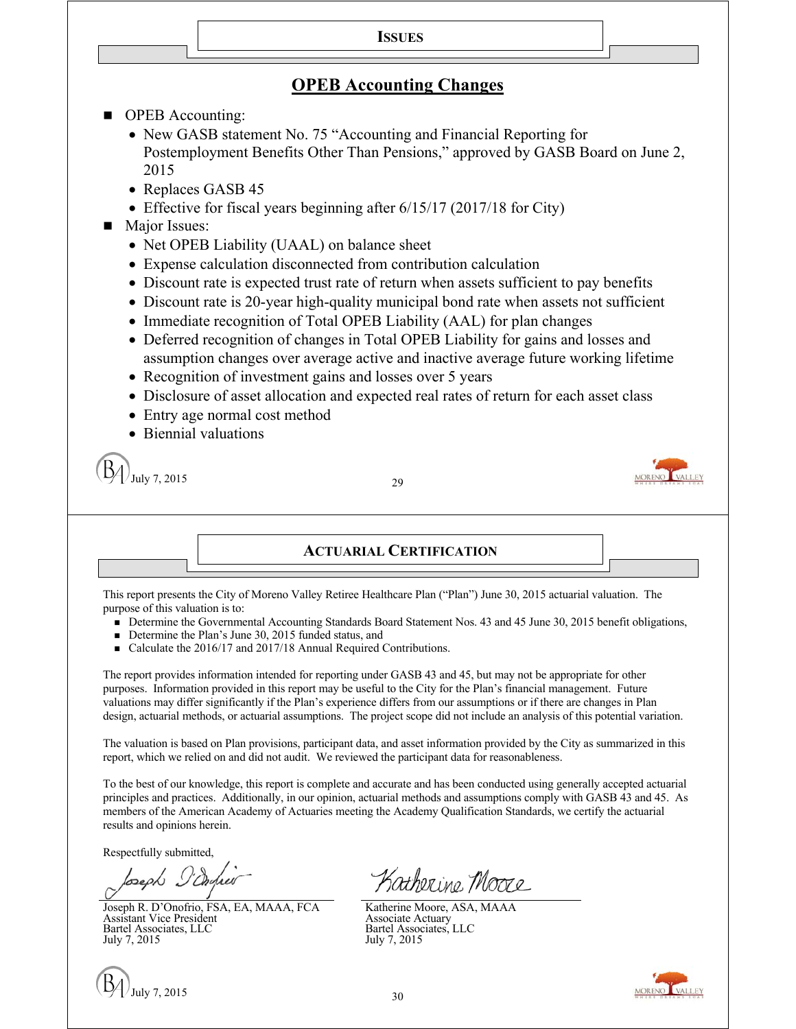## ISSUES

### OPEB Accounting Changes

- OPEB Accounting:
  - New GASB statement No. 75 "Accounting and Financial Reporting for Postemployment Benefits Other Than Pensions," approved by GASB Board on June 2, 2015
  - Replaces GASB 45
  - Effective for fiscal years beginning after 6/15/17 (2017/18 for City)
- Major Issues:
  - Net OPEB Liability (UAAL) on balance sheet
  - Expense calculation disconnected from contribution calculation
  - Discount rate is expected trust rate of return when assets sufficient to pay benefits
  - Discount rate is 20-year high-quality municipal bond rate when assets not sufficient
  - Immediate recognition of Total OPEB Liability (AAL) for plan changes
  - Deferred recognition of changes in Total OPEB Liability for gains and losses and assumption changes over average active and inactive average future working lifetime
  - Recognition of investment gains and losses over 5 years
  - Disclosure of asset allocation and expected real rates of return for each asset class
  - Entry age normal cost method
  - Biennial valuations

## ACTUARIAL CERTIFICATION

This report presents the City of Moreno Valley Retiree Healthcare Plan ("Plan") June 30, 2015 actuarial valuation. The purpose of this valuation is to:

- Determine the Governmental Accounting Standards Board Statement Nos. 43 and 45 June 30, 2015 benefit obligations,
- Determine the Plan's June 30, 2015 funded status, and
- Calculate the 2016/17 and 2017/18 Annual Required Contributions.

The report provides information intended for reporting under GASB 43 and 45, but may not be appropriate for other purposes. Information provided in this report may be useful to the City for the Plan's financial management. Future valuations may differ significantly if the Plan's experience differs from our assumptions or if there are changes in Plan design, actuarial methods, or actuarial assumptions. The project scope did not include an analysis of this potential variation.

The valuation is based on Plan provisions, participant data, and asset information provided by the City as summarized in this report, which we relied on and did not audit. We reviewed the participant data for reasonableness.

To the best of our knowledge, this report is complete and accurate and has been conducted using generally accepted actuarial principles and practices. Additionally, in our opinion, actuarial methods and assumptions comply with GASB 43 and 45. As members of the American Academy of Actuaries meeting the Academy Qualification Standards, we certify the actuarial results and opinions herein.

Respectfully submitted,

Joseph R. D'Onofrio, FSA, EA, MAAA, FCA
Assistant Vice President
Bartel Associates, LLC
July 7, 2015

Katherine Moore, ASA, MAAA
Associate Actuary
Bartel Associates, LLC
July 7, 2015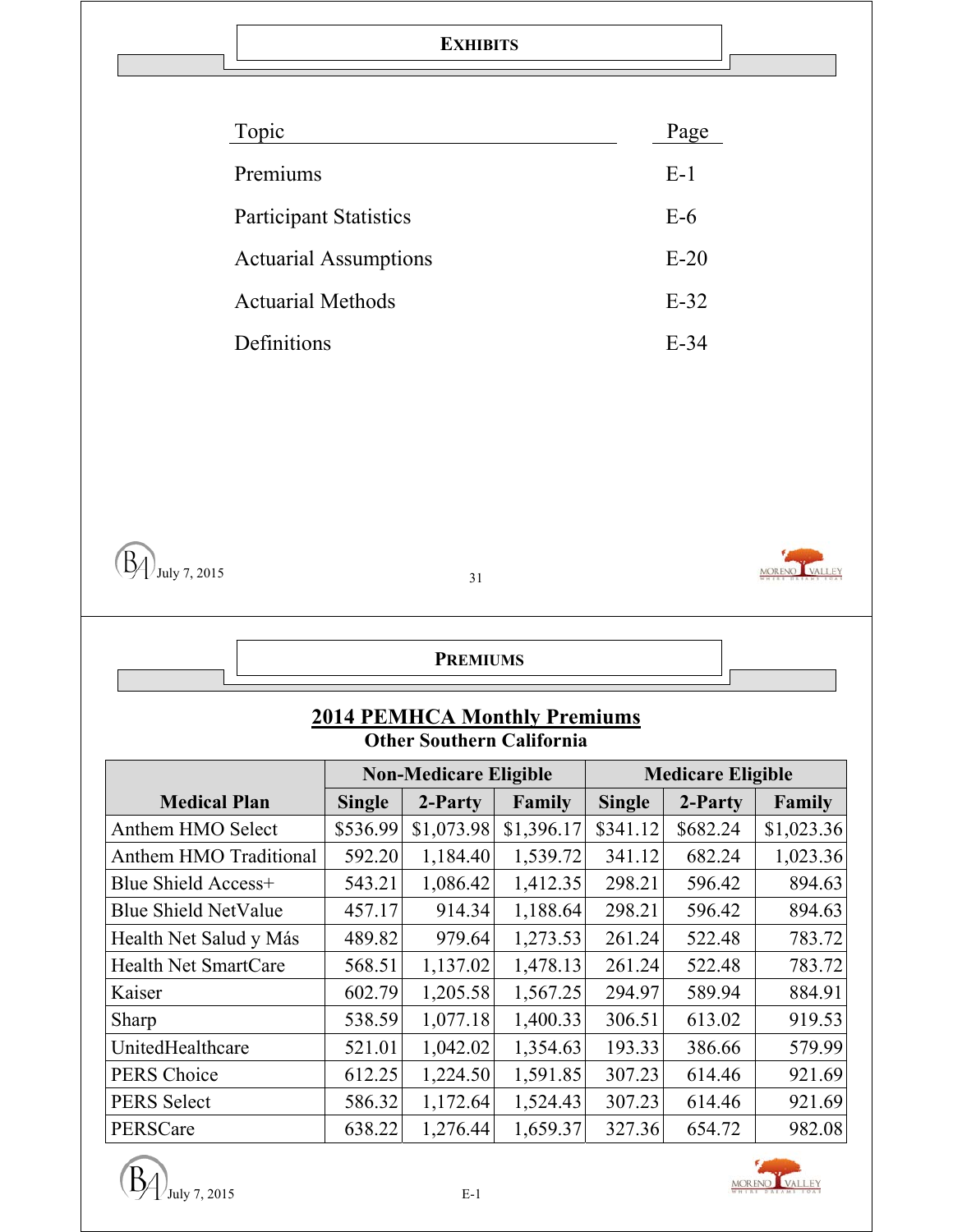## EXHIBITS

| Topic | Page |
|---|---|
| Premiums | E-1 |
| Participant Statistics | E-6 |
| Actuarial Assumptions | E-20 |
| Actuarial Methods | E-32 |
| Definitions | E-34 |

## PREMIUMS

### 2014 PEMHCA Monthly Premiums
**Other Southern California**

| Medical Plan | Non-Medicare Eligible | | | Medicare Eligible | | |
|---|---|---|---|---|---|---|
| | Single | 2-Party | Family | Single | 2-Party | Family |
| Anthem HMO Select | $536.99 | $1,073.98 | $1,396.17 | $341.12 | $682.24 | $1,023.36 |
| Anthem HMO Traditional | 592.20 | 1,184.40 | 1,539.72 | 341.12 | 682.24 | 1,023.36 |
| Blue Shield Access+ | 543.21 | 1,086.42 | 1,412.35 | 298.21 | 596.42 | 894.63 |
| Blue Shield NetValue | 457.17 | 914.34 | 1,188.64 | 298.21 | 596.42 | 894.63 |
| Health Net Salud y Más | 489.82 | 979.64 | 1,273.53 | 261.24 | 522.48 | 783.72 |
| Health Net SmartCare | 568.51 | 1,137.02 | 1,478.13 | 261.24 | 522.48 | 783.72 |
| Kaiser | 602.79 | 1,205.58 | 1,567.25 | 294.97 | 589.94 | 884.91 |
| Sharp | 538.59 | 1,077.18 | 1,400.33 | 306.51 | 613.02 | 919.53 |
| UnitedHealthcare | 521.01 | 1,042.02 | 1,354.63 | 193.33 | 386.66 | 579.99 |
| PERS Choice | 612.25 | 1,224.50 | 1,591.85 | 307.23 | 614.46 | 921.69 |
| PERS Select | 586.32 | 1,172.64 | 1,524.43 | 307.23 | 614.46 | 921.69 |
| PERSCare | 638.22 | 1,276.44 | 1,659.37 | 327.36 | 654.72 | 982.08 |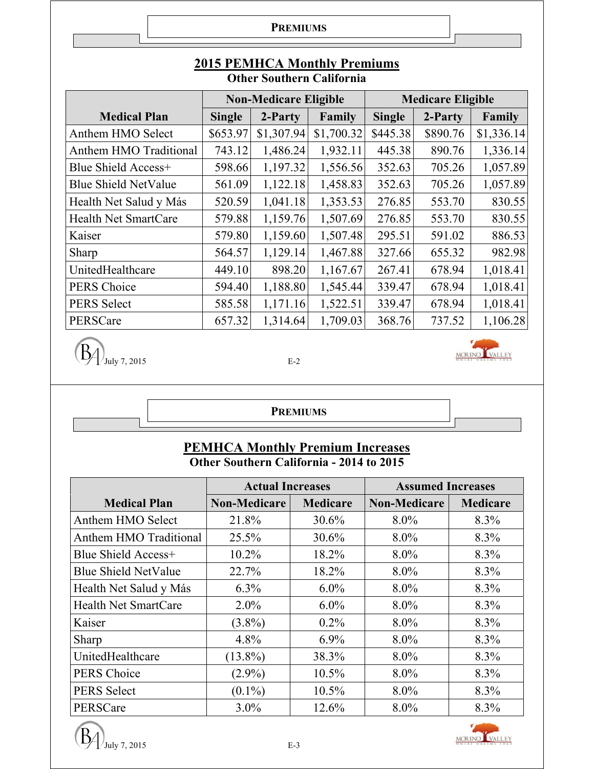## PREMIUMS

## 2015 PEMHCA Monthly Premiums

### Other Southern California

| Medical Plan | Non-Medicare Eligible | | | Medicare Eligible | | |
|---|---|---|---|---|---|---|
| | Single | 2-Party | Family | Single | 2-Party | Family |
| Anthem HMO Select | $653.97 | $1,307.94 | $1,700.32 | $445.38 | $890.76 | $1,336.14 |
| Anthem HMO Traditional | 743.12 | 1,486.24 | 1,932.11 | 445.38 | 890.76 | 1,336.14 |
| Blue Shield Access+ | 598.66 | 1,197.32 | 1,556.56 | 352.63 | 705.26 | 1,057.89 |
| Blue Shield NetValue | 561.09 | 1,122.18 | 1,458.83 | 352.63 | 705.26 | 1,057.89 |
| Health Net Salud y Más | 520.59 | 1,041.18 | 1,353.53 | 276.85 | 553.70 | 830.55 |
| Health Net SmartCare | 579.88 | 1,159.76 | 1,507.69 | 276.85 | 553.70 | 830.55 |
| Kaiser | 579.80 | 1,159.60 | 1,507.48 | 295.51 | 591.02 | 886.53 |
| Sharp | 564.57 | 1,129.14 | 1,467.88 | 327.66 | 655.32 | 982.98 |
| UnitedHealthcare | 449.10 | 898.20 | 1,167.67 | 267.41 | 678.94 | 1,018.41 |
| PERS Choice | 594.40 | 1,188.80 | 1,545.44 | 339.47 | 678.94 | 1,018.41 |
| PERS Select | 585.58 | 1,171.16 | 1,522.51 | 339.47 | 678.94 | 1,018.41 |
| PERSCare | 657.32 | 1,314.64 | 1,709.03 | 368.76 | 737.52 | 1,106.28 |

July 7, 2015

## PREMIUMS

## PEMHCA Monthly Premium Increases

### Other Southern California - 2014 to 2015

| Medical Plan | Actual Increases | | Assumed Increases | |
|---|---|---|---|---|
| | Non-Medicare | Medicare | Non-Medicare | Medicare |
| Anthem HMO Select | 21.8% | 30.6% | 8.0% | 8.3% |
| Anthem HMO Traditional | 25.5% | 30.6% | 8.0% | 8.3% |
| Blue Shield Access+ | 10.2% | 18.2% | 8.0% | 8.3% |
| Blue Shield NetValue | 22.7% | 18.2% | 8.0% | 8.3% |
| Health Net Salud y Más | 6.3% | 6.0% | 8.0% | 8.3% |
| Health Net SmartCare | 2.0% | 6.0% | 8.0% | 8.3% |
| Kaiser | (3.8%) | 0.2% | 8.0% | 8.3% |
| Sharp | 4.8% | 6.9% | 8.0% | 8.3% |
| UnitedHealthcare | (13.8%) | 38.3% | 8.0% | 8.3% |
| PERS Choice | (2.9%) | 10.5% | 8.0% | 8.3% |
| PERS Select | (0.1%) | 10.5% | 8.0% | 8.3% |
| PERSCare | 3.0% | 12.6% | 8.0% | 8.3% |

July 7, 2015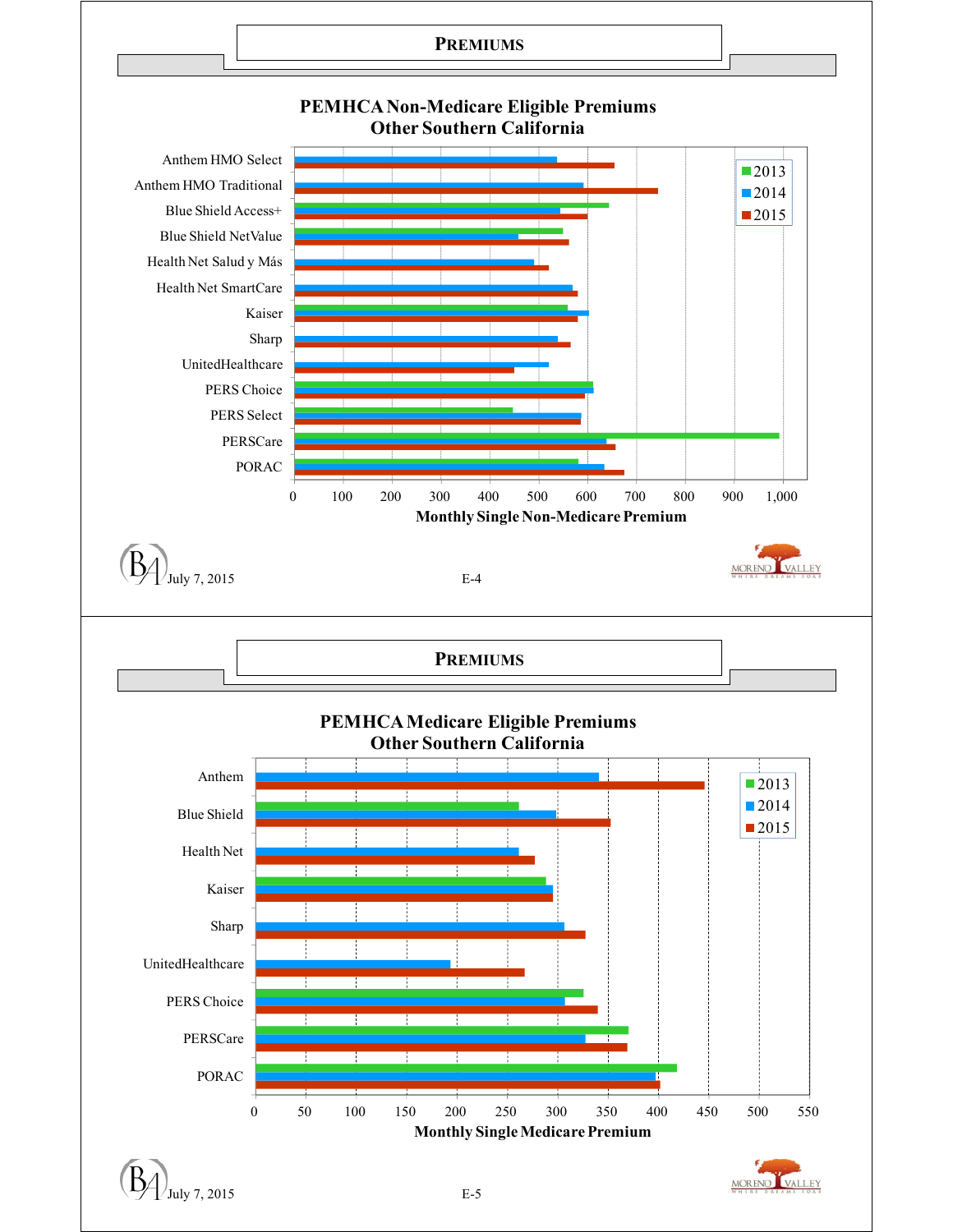## Premiums

### PEMHCA Non-Medicare Eligible Premiums Other Southern California

Anthem HMO Select
Anthem HMO Traditional
Blue Shield Access+
Blue Shield NetValue
Health Net Salud y Más
Health Net SmartCare
Kaiser
Sharp
UnitedHealthcare
PERS Choice
PERS Select
PERSCare
PORAC

2013
2014
2015

0 100 200 300 400 500 600 700 800 900 1,000

Monthly Single Non-Medicare Premium

July 7, 2015

E-4

## Premiums

### PEMHCA Medicare Eligible Premiums Other Southern California

Anthem
Blue Shield
Health Net
Kaiser
Sharp
UnitedHealthcare
PERS Choice
PERSCare
PORAC

2013
2014
2015

0 50 100 150 200 250 300 350 400 450 500 550

Monthly Single Medicare Premium

July 7, 2015

E-5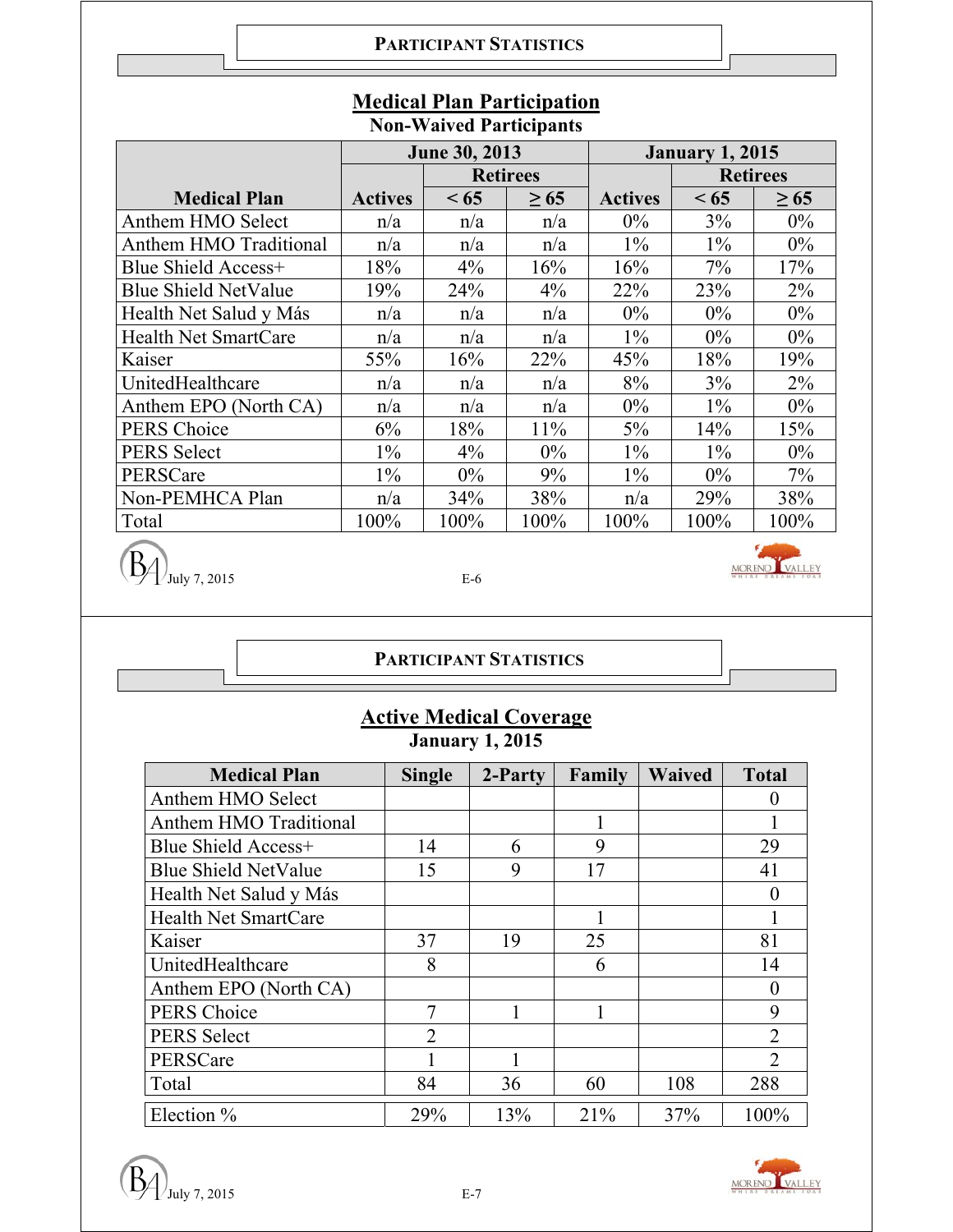## PARTICIPANT STATISTICS

### Medical Plan Participation

**Non-Waived Participants**

| Medical Plan | June 30, 2013 | | | January 1, 2015 | | |
|---|---|---|---|---|---|---|
| | Actives | Retirees | | Actives | Retirees | |
| | | < 65 | ≥ 65 | | < 65 | ≥ 65 |
| Anthem HMO Select | n/a | n/a | n/a | 0% | 3% | 0% |
| Anthem HMO Traditional | n/a | n/a | n/a | 1% | 1% | 0% |
| Blue Shield Access+ | 18% | 4% | 16% | 16% | 7% | 17% |
| Blue Shield NetValue | 19% | 24% | 4% | 22% | 23% | 2% |
| Health Net Salud y Más | n/a | n/a | n/a | 0% | 0% | 0% |
| Health Net SmartCare | n/a | n/a | n/a | 1% | 0% | 0% |
| Kaiser | 55% | 16% | 22% | 45% | 18% | 19% |
| UnitedHealthcare | n/a | n/a | n/a | 8% | 3% | 2% |
| Anthem EPO (North CA) | n/a | n/a | n/a | 0% | 1% | 0% |
| PERS Choice | 6% | 18% | 11% | 5% | 14% | 15% |
| PERS Select | 1% | 4% | 0% | 1% | 1% | 0% |
| PERSCare | 1% | 0% | 9% | 1% | 0% | 7% |
| Non-PEMHCA Plan | n/a | 34% | 38% | n/a | 29% | 38% |
| Total | 100% | 100% | 100% | 100% | 100% | 100% |

## PARTICIPANT STATISTICS

### Active Medical Coverage

**January 1, 2015**

| Medical Plan | Single | 2-Party | Family | Waived | Total |
|---|---|---|---|---|---|
| Anthem HMO Select | | | | | 0 |
| Anthem HMO Traditional | | | 1 | | 1 |
| Blue Shield Access+ | 14 | 6 | 9 | | 29 |
| Blue Shield NetValue | 15 | 9 | 17 | | 41 |
| Health Net Salud y Más | | | | | 0 |
| Health Net SmartCare | | | 1 | | 1 |
| Kaiser | 37 | 19 | 25 | | 81 |
| UnitedHealthcare | 8 | | 6 | | 14 |
| Anthem EPO (North CA) | | | | | 0 |
| PERS Choice | 7 | 1 | 1 | | 9 |
| PERS Select | 2 | | | | 2 |
| PERSCare | 1 | 1 | | | 2 |
| Total | 84 | 36 | 60 | 108 | 288 |
| Election % | 29% | 13% | 21% | 37% | 100% |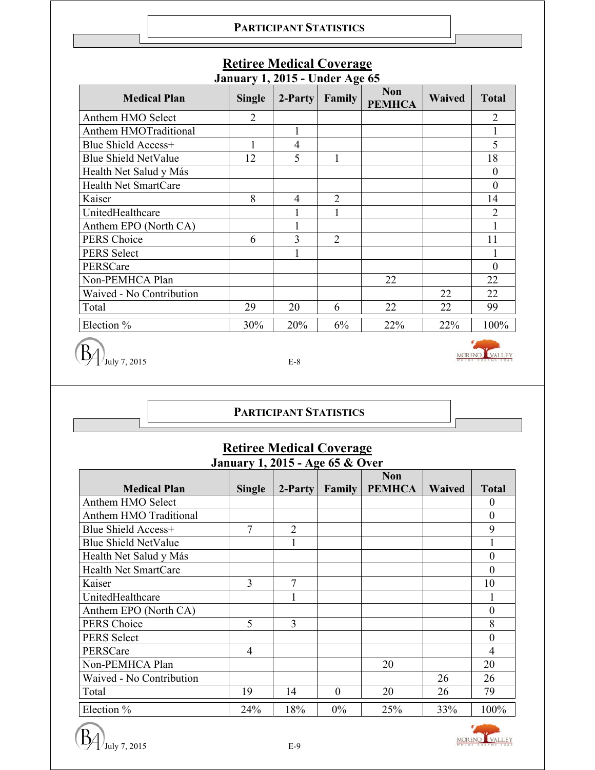## PARTICIPANT STATISTICS

### Retiree Medical Coverage
**January 1, 2015 - Under Age 65**

| Medical Plan | Single | 2-Party | Family | Non PEMHCA | Waived | Total |
|---|---|---|---|---|---|---|
| Anthem HMO Select | 2 | | | | | 2 |
| Anthem HMOTraditional | | 1 | | | | 1 |
| Blue Shield Access+ | 1 | 4 | | | | 5 |
| Blue Shield NetValue | 12 | 5 | 1 | | | 18 |
| Health Net Salud y Más | | | | | | 0 |
| Health Net SmartCare | | | | | | 0 |
| Kaiser | 8 | 4 | 2 | | | 14 |
| UnitedHealthcare | | 1 | 1 | | | 2 |
| Anthem EPO (North CA) | | 1 | | | | 1 |
| PERS Choice | 6 | 3 | 2 | | | 11 |
| PERS Select | | 1 | | | | 1 |
| PERSCare | | | | | | 0 |
| Non-PEMHCA Plan | | | | 22 | | 22 |
| Waived - No Contribution | | | | | 22 | 22 |
| Total | 29 | 20 | 6 | 22 | 22 | 99 |
| Election % | 30% | 20% | 6% | 22% | 22% | 100% |

## PARTICIPANT STATISTICS

### Retiree Medical Coverage
**January 1, 2015 - Age 65 & Over**

| Medical Plan | Single | 2-Party | Family | Non PEMHCA | Waived | Total |
|---|---|---|---|---|---|---|
| Anthem HMO Select | | | | | | 0 |
| Anthem HMO Traditional | | | | | | 0 |
| Blue Shield Access+ | 7 | 2 | | | | 9 |
| Blue Shield NetValue | | 1 | | | | 1 |
| Health Net Salud y Más | | | | | | 0 |
| Health Net SmartCare | | | | | | 0 |
| Kaiser | 3 | 7 | | | | 10 |
| UnitedHealthcare | | 1 | | | | 1 |
| Anthem EPO (North CA) | | | | | | 0 |
| PERS Choice | 5 | 3 | | | | 8 |
| PERS Select | | | | | | 0 |
| PERSCare | 4 | | | | | 4 |
| Non-PEMHCA Plan | | | | 20 | | 20 |
| Waived - No Contribution | | | | | 26 | 26 |
| Total | 19 | 14 | 0 | 20 | 26 | 79 |
| Election % | 24% | 18% | 0% | 25% | 33% | 100% |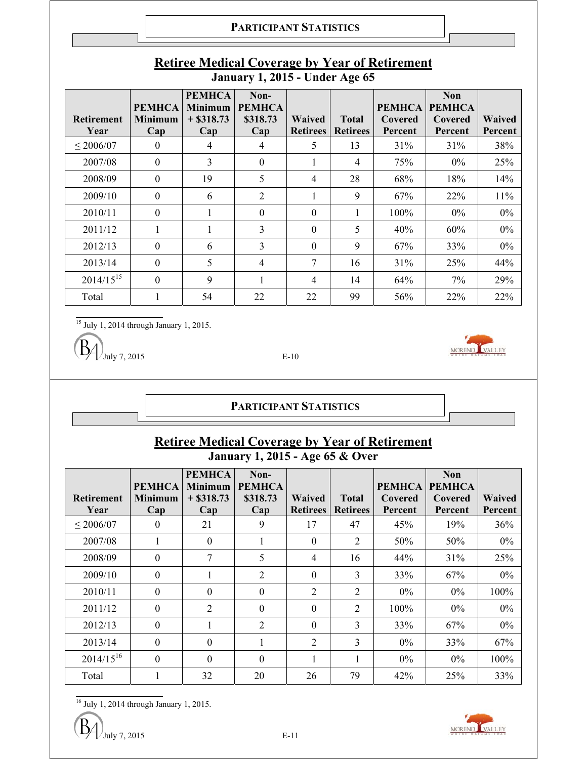## Retiree Medical Coverage by Year of Retirement

### January 1, 2015 - Under Age 65

| Retirement Year | PEMHCA Minimum Cap | PEMHCA Minimum + $318.73 Cap | Non-PEMHCA $318.73 Cap | Waived Retirees | Total Retirees | PEMHCA Covered Percent | Non PEMHCA Covered Percent | Waived Percent |
|---|---|---|---|---|---|---|---|---|
| ≤ 2006/07 | 0 | 4 | 4 | 5 | 13 | 31% | 31% | 38% |
| 2007/08 | 0 | 3 | 0 | 1 | 4 | 75% | 0% | 25% |
| 2008/09 | 0 | 19 | 5 | 4 | 28 | 68% | 18% | 14% |
| 2009/10 | 0 | 6 | 2 | 1 | 9 | 67% | 22% | 11% |
| 2010/11 | 0 | 1 | 0 | 0 | 1 | 100% | 0% | 0% |
| 2011/12 | 1 | 1 | 3 | 0 | 5 | 40% | 60% | 0% |
| 2012/13 | 0 | 6 | 3 | 0 | 9 | 67% | 33% | 0% |
| 2013/14 | 0 | 5 | 4 | 7 | 16 | 31% | 25% | 44% |
| 2014/15[15] | 0 | 9 | 1 | 4 | 14 | 64% | 7% | 29% |
| Total | 1 | 54 | 22 | 22 | 99 | 56% | 22% | 22% |

[15] July 1, 2014 through January 1, 2015.

## Retiree Medical Coverage by Year of Retirement

### January 1, 2015 - Age 65 & Over

| Retirement Year | PEMHCA Minimum Cap | PEMHCA Minimum + $318.73 Cap | Non-PEMHCA $318.73 Cap | Waived Retirees | Total Retirees | PEMHCA Covered Percent | Non PEMHCA Covered Percent | Waived Percent |
|---|---|---|---|---|---|---|---|---|
| ≤ 2006/07 | 0 | 21 | 9 | 17 | 47 | 45% | 19% | 36% |
| 2007/08 | 1 | 0 | 1 | 0 | 2 | 50% | 50% | 0% |
| 2008/09 | 0 | 7 | 5 | 4 | 16 | 44% | 31% | 25% |
| 2009/10 | 0 | 1 | 2 | 0 | 3 | 33% | 67% | 0% |
| 2010/11 | 0 | 0 | 0 | 2 | 2 | 0% | 0% | 100% |
| 2011/12 | 0 | 2 | 0 | 0 | 2 | 100% | 0% | 0% |
| 2012/13 | 0 | 1 | 2 | 0 | 3 | 33% | 67% | 0% |
| 2013/14 | 0 | 0 | 1 | 2 | 3 | 0% | 33% | 67% |
| 2014/15[16] | 0 | 0 | 0 | 1 | 1 | 0% | 0% | 100% |
| Total | 1 | 32 | 20 | 26 | 79 | 42% | 25% | 33% |

[16] July 1, 2014 through January 1, 2015.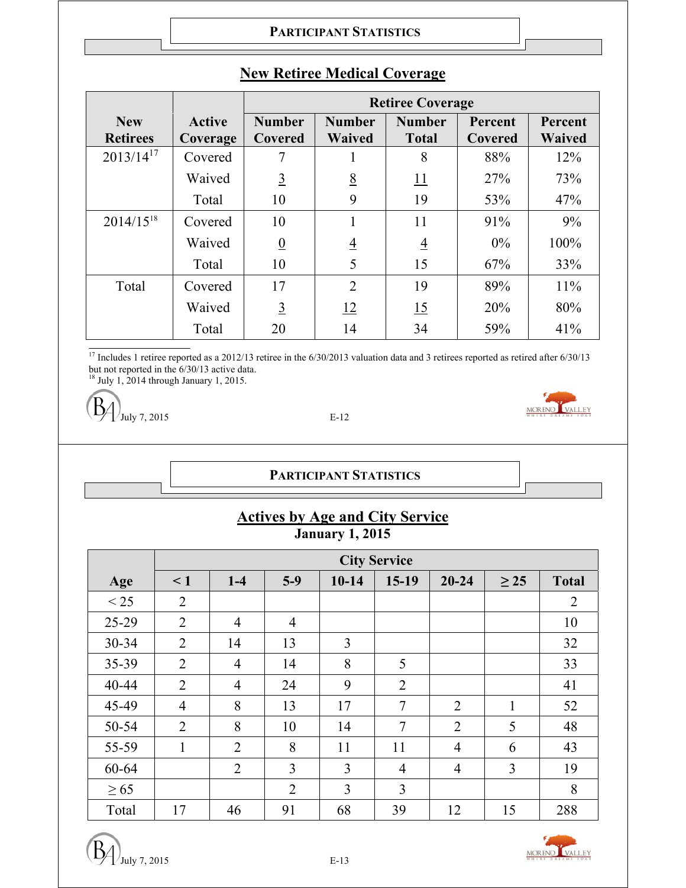## PARTICIPANT STATISTICS

### New Retiree Medical Coverage

| New Retirees | Active Coverage | Retiree Coverage | | | | |
|---|---|---|---|---|---|---|
| | | Number Covered | Number Waived | Number Total | Percent Covered | Percent Waived |
| 2013/14[17] | Covered | 7 | 1 | 8 | 88% | 12% |
| | Waived | 3 | 8 | 11 | 27% | 73% |
| | Total | 10 | 9 | 19 | 53% | 47% |
| 2014/15[18] | Covered | 10 | 1 | 11 | 91% | 9% |
| | Waived | 0 | 4 | 4 | 0% | 100% |
| | Total | 10 | 5 | 15 | 67% | 33% |
| Total | Covered | 17 | 2 | 19 | 89% | 11% |
| | Waived | 3 | 12 | 15 | 20% | 80% |
| | Total | 20 | 14 | 34 | 59% | 41% |

[17] Includes 1 retiree reported as a 2012/13 retiree in the 6/30/2013 valuation data and 3 retirees reported as retired after 6/30/13 but not reported in the 6/30/13 active data.
[18] July 1, 2014 through January 1, 2015.

## PARTICIPANT STATISTICS

### Actives by Age and City Service

**January 1, 2015**

| Age | City Service | | | | | | | |
|---|---|---|---|---|---|---|---|---|
| | < 1 | 1-4 | 5-9 | 10-14 | 15-19 | 20-24 | ≥ 25 | Total |
| < 25 | 2 | | | | | | | 2 |
| 25-29 | 2 | 4 | 4 | | | | | 10 |
| 30-34 | 2 | 14 | 13 | 3 | | | | 32 |
| 35-39 | 2 | 4 | 14 | 8 | 5 | | | 33 |
| 40-44 | 2 | 4 | 24 | 9 | 2 | | | 41 |
| 45-49 | 4 | 8 | 13 | 17 | 7 | 2 | 1 | 52 |
| 50-54 | 2 | 8 | 10 | 14 | 7 | 2 | 5 | 48 |
| 55-59 | 1 | 2 | 8 | 11 | 11 | 4 | 6 | 43 |
| 60-64 | | 2 | 3 | 3 | 4 | 4 | 3 | 19 |
| ≥ 65 | | | 2 | 3 | 3 | | | 8 |
| Total | 17 | 46 | 91 | 68 | 39 | 12 | 15 | 288 |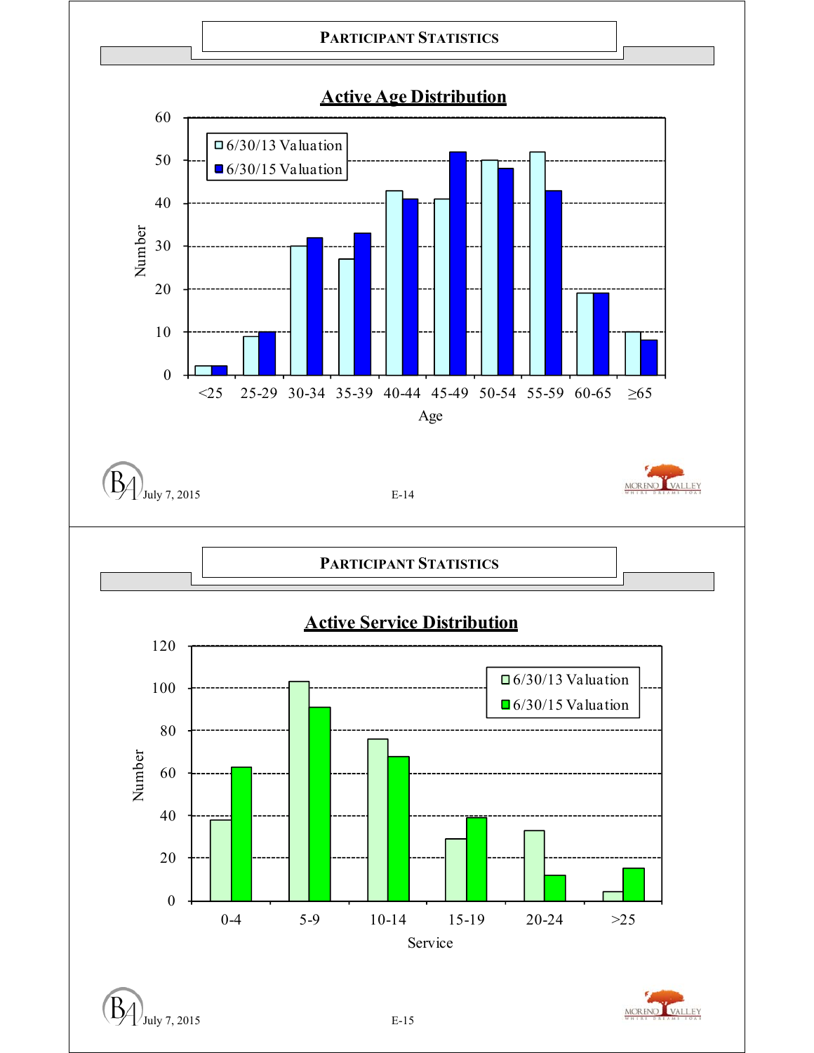## Participant Statistics

### Active Age Distribution

| Age | 6/30/13 Valuation | 6/30/15 Valuation |
|---|---|---|
| <25 | 2 | 2 |
| 25-29 | 9 | 10 |
| 30-34 | 30 | 32 |
| 35-39 | 27 | 33 |
| 40-44 | 43 | 41 |
| 45-49 | 41 | 52 |
| 50-54 | 50 | 48 |
| 55-59 | 52 | 43 |
| 60-65 | 19 | 19 |
| ≥65 | 10 | 8 |

## Participant Statistics

### Active Service Distribution

| Service | 6/30/13 Valuation | 6/30/15 Valuation |
|---|---|---|
| 0-4 | 38 | 63 |
| 5-9 | 103 | 91 |
| 10-14 | 76 | 68 |
| 15-19 | 29 | 39 |
| 20-24 | 33 | 12 |
| >25 | 4 | 15 |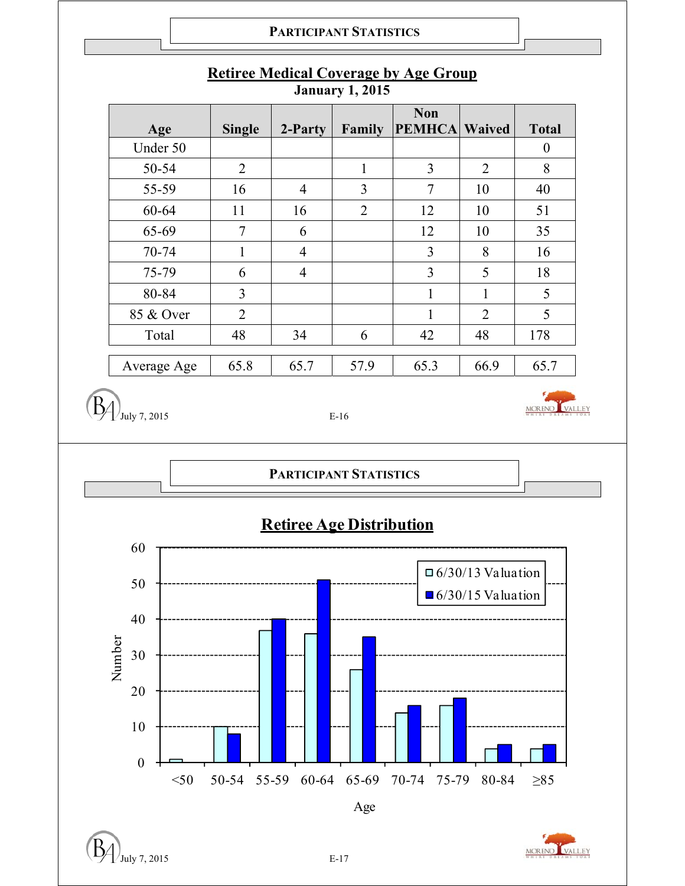## PARTICIPANT STATISTICS

### Retiree Medical Coverage by Age Group

**January 1, 2015**

| Age | Single | 2-Party | Family | Non PEMHCA | Waived | Total |
|---|---|---|---|---|---|---|
| Under 50 | | | | | | 0 |
| 50-54 | 2 | | 1 | 3 | 2 | 8 |
| 55-59 | 16 | 4 | 3 | 7 | 10 | 40 |
| 60-64 | 11 | 16 | 2 | 12 | 10 | 51 |
| 65-69 | 7 | 6 | | 12 | 10 | 35 |
| 70-74 | 1 | 4 | | 3 | 8 | 16 |
| 75-79 | 6 | 4 | | 3 | 5 | 18 |
| 80-84 | 3 | | | 1 | 1 | 5 |
| 85 & Over | 2 | | | 1 | 2 | 5 |
| Total | 48 | 34 | 6 | 42 | 48 | 178 |
| Average Age | 65.8 | 65.7 | 57.9 | 65.3 | 66.9 | 65.7 |

## PARTICIPANT STATISTICS

### Retiree Age Distribution

| Age | 6/30/13 Valuation | 6/30/15 Valuation |
|---|---|---|
| <50 | 1 | 0 |
| 50-54 | 10 | 8 |
| 55-59 | 37 | 40 |
| 60-64 | 36 | 51 |
| 65-69 | 26 | 35 |
| 70-74 | 14 | 16 |
| 75-79 | 16 | 18 |
| 80-84 | 4 | 5 |
| ≥85 | 4 | 5 |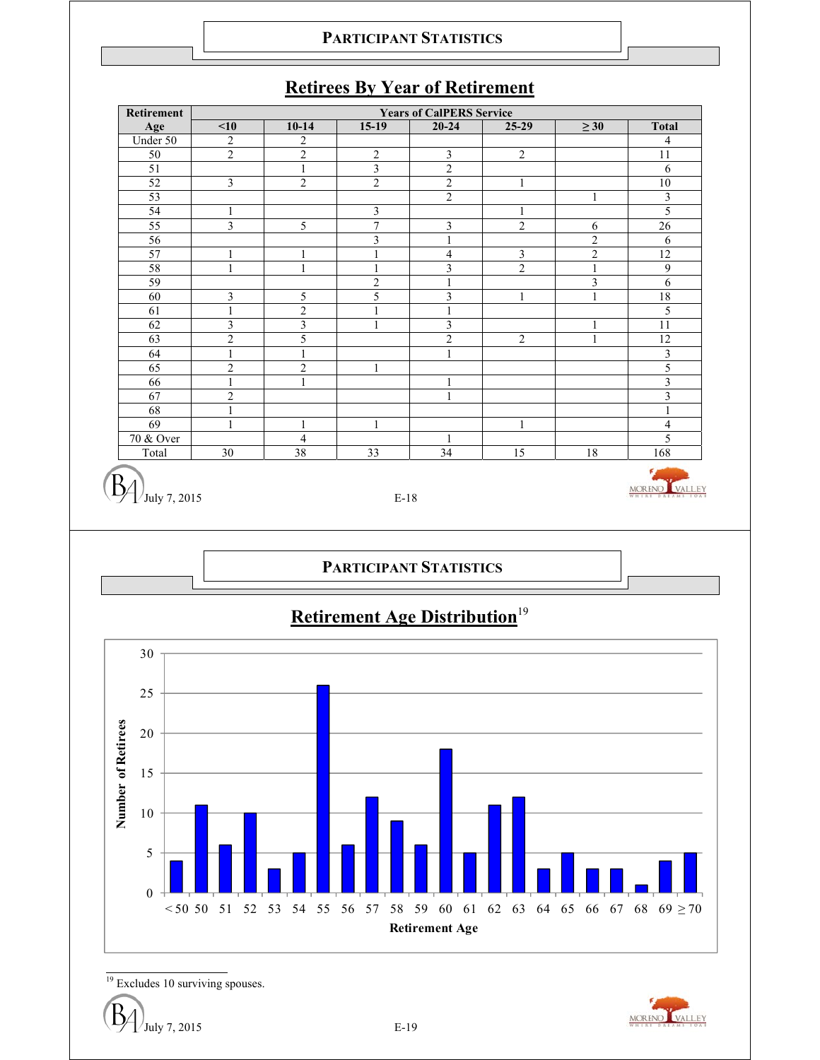## PARTICIPANT STATISTICS

## Retirees By Year of Retirement

| Retirement Age | Years of CalPERS Service | | | | | | |
|---|---|---|---|---|---|---|---|
| | <10 | 10-14 | 15-19 | 20-24 | 25-29 | ≥ 30 | Total |
| Under 50 | 2 | 2 | | | | | 4 |
| 50 | 2 | 2 | 2 | 3 | 2 | | 11 |
| 51 | | 1 | 3 | 2 | | | 6 |
| 52 | 3 | 2 | 2 | 2 | 1 | | 10 |
| 53 | | | | 2 | | 1 | 3 |
| 54 | 1 | | 3 | | 1 | | 5 |
| 55 | 3 | 5 | 7 | 3 | 2 | 6 | 26 |
| 56 | | | 3 | 1 | | 2 | 6 |
| 57 | 1 | 1 | 1 | 4 | 3 | 2 | 12 |
| 58 | 1 | 1 | 1 | 3 | 2 | 1 | 9 |
| 59 | | | 2 | 1 | | 3 | 6 |
| 60 | 3 | 5 | 5 | 3 | 1 | 1 | 18 |
| 61 | 1 | 2 | 1 | 1 | | | 5 |
| 62 | 3 | 3 | 1 | 3 | | 1 | 11 |
| 63 | 2 | 5 | | 2 | 2 | 1 | 12 |
| 64 | 1 | 1 | | 1 | | | 3 |
| 65 | 2 | 2 | 1 | | | | 5 |
| 66 | 1 | 1 | | 1 | | | 3 |
| 67 | 2 | | | 1 | | | 3 |
| 68 | 1 | | | | | | 1 |
| 69 | 1 | 1 | 1 | | 1 | | 4 |
| 70 & Over | | 4 | | 1 | | | 5 |
| Total | 30 | 38 | 33 | 34 | 15 | 18 | 168 |

## PARTICIPANT STATISTICS

## Retirement Age Distribution[19]

| Retirement Age | Number of Retirees |
|---|---|
| < 50 | 4 |
| 50 | 11 |
| 51 | 6 |
| 52 | 10 |
| 53 | 3 |
| 54 | 5 |
| 55 | 26 |
| 56 | 6 |
| 57 | 12 |
| 58 | 9 |
| 59 | 6 |
| 60 | 18 |
| 61 | 5 |
| 62 | 11 |
| 63 | 12 |
| 64 | 3 |
| 65 | 5 |
| 66 | 3 |
| 67 | 3 |
| 68 | 1 |
| 69 | 4 |
| ≥ 70 | 5 |

[19] Excludes 10 surviving spouses.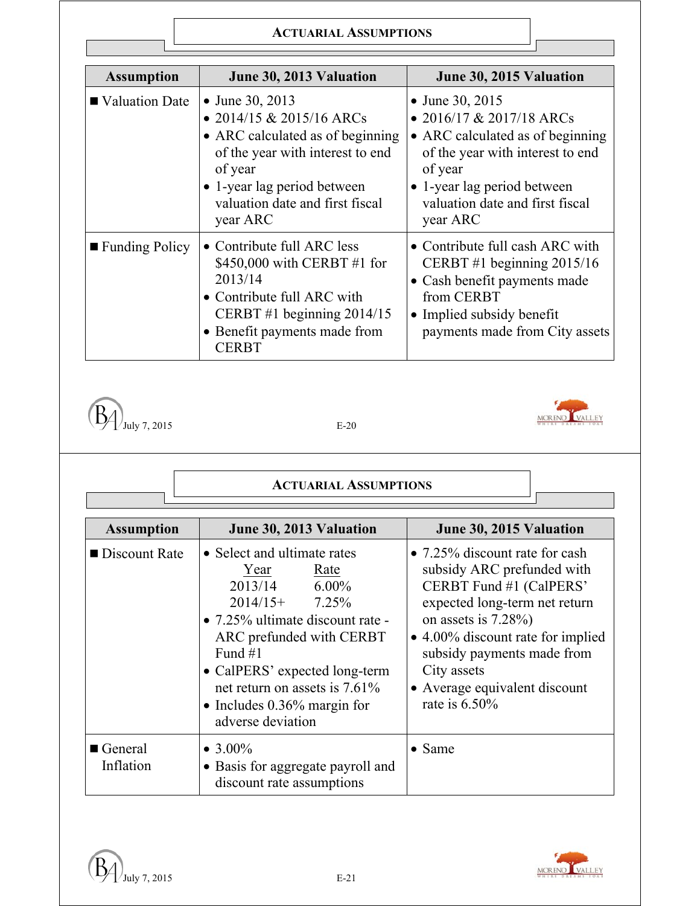## ACTUARIAL ASSUMPTIONS

| Assumption | June 30, 2013 Valuation | June 30, 2015 Valuation |
|---|---|---|
| ■ Valuation Date | • June 30, 2013<br>• 2014/15 & 2015/16 ARCs<br>• ARC calculated as of beginning of the year with interest to end of year<br>• 1-year lag period between valuation date and first fiscal year ARC | • June 30, 2015<br>• 2016/17 & 2017/18 ARCs<br>• ARC calculated as of beginning of the year with interest to end of year<br>• 1-year lag period between valuation date and first fiscal year ARC |
| ■ Funding Policy | • Contribute full ARC less $450,000 with CERBT #1 for 2013/14<br>• Contribute full ARC with CERBT #1 beginning 2014/15<br>• Benefit payments made from CERBT | • Contribute full cash ARC with CERBT #1 beginning 2015/16<br>• Cash benefit payments made from CERBT<br>• Implied subsidy benefit payments made from City assets |

## ACTUARIAL ASSUMPTIONS

| Assumption | June 30, 2013 Valuation | June 30, 2015 Valuation |
|---|---|---|
| ■ Discount Rate | • Select and ultimate rates<br>Year — Rate<br>2013/14 — 6.00%<br>2014/15+ — 7.25%<br>• 7.25% ultimate discount rate - ARC prefunded with CERBT Fund #1<br>• CalPERS' expected long-term net return on assets is 7.61%<br>• Includes 0.36% margin for adverse deviation | • 7.25% discount rate for cash subsidy ARC prefunded with CERBT Fund #1 (CalPERS' expected long-term net return on assets is 7.28%)<br>• 4.00% discount rate for implied subsidy payments made from City assets<br>• Average equivalent discount rate is 6.50% |
| ■ General Inflation | • 3.00%<br>• Basis for aggregate payroll and discount rate assumptions | • Same |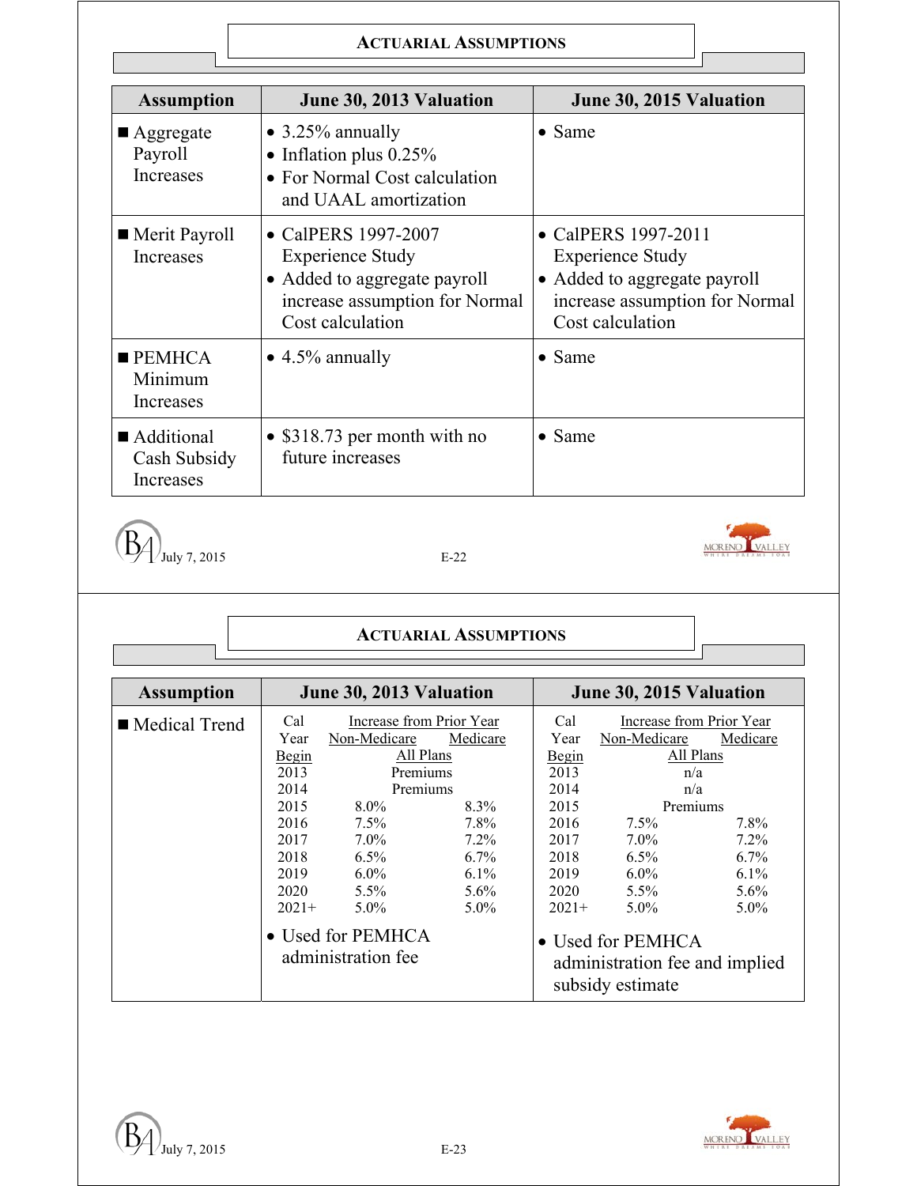## ACTUARIAL ASSUMPTIONS

| Assumption | June 30, 2013 Valuation | June 30, 2015 Valuation |
|---|---|---|
| ■ Aggregate Payroll Increases | • 3.25% annually<br>• Inflation plus 0.25%<br>• For Normal Cost calculation and UAAL amortization | • Same |
| ■ Merit Payroll Increases | • CalPERS 1997-2007 Experience Study<br>• Added to aggregate payroll increase assumption for Normal Cost calculation | • CalPERS 1997-2011 Experience Study<br>• Added to aggregate payroll increase assumption for Normal Cost calculation |
| ■ PEMHCA Minimum Increases | • 4.5% annually | • Same |
| ■ Additional Cash Subsidy Increases | • $318.73 per month with no future increases | • Same |

## ACTUARIAL ASSUMPTIONS

**■ Medical Trend**

**June 30, 2013 Valuation**

| Cal Year Begin | Increase from Prior Year Non-Medicare (All Plans) | Increase from Prior Year Medicare (All Plans) |
|---|---|---|
| 2013 | Premiums | |
| 2014 | Premiums | |
| 2015 | 8.0% | 8.3% |
| 2016 | 7.5% | 7.8% |
| 2017 | 7.0% | 7.2% |
| 2018 | 6.5% | 6.7% |
| 2019 | 6.0% | 6.1% |
| 2020 | 5.5% | 5.6% |
| 2021+ | 5.0% | 5.0% |

• Used for PEMHCA administration fee

**June 30, 2015 Valuation**

| Cal Year Begin | Increase from Prior Year Non-Medicare (All Plans) | Increase from Prior Year Medicare (All Plans) |
|---|---|---|
| 2013 | n/a | |
| 2014 | n/a | |
| 2015 | Premiums | |
| 2016 | 7.5% | 7.8% |
| 2017 | 7.0% | 7.2% |
| 2018 | 6.5% | 6.7% |
| 2019 | 6.0% | 6.1% |
| 2020 | 5.5% | 5.6% |
| 2021+ | 5.0% | 5.0% |

• Used for PEMHCA administration fee and implied subsidy estimate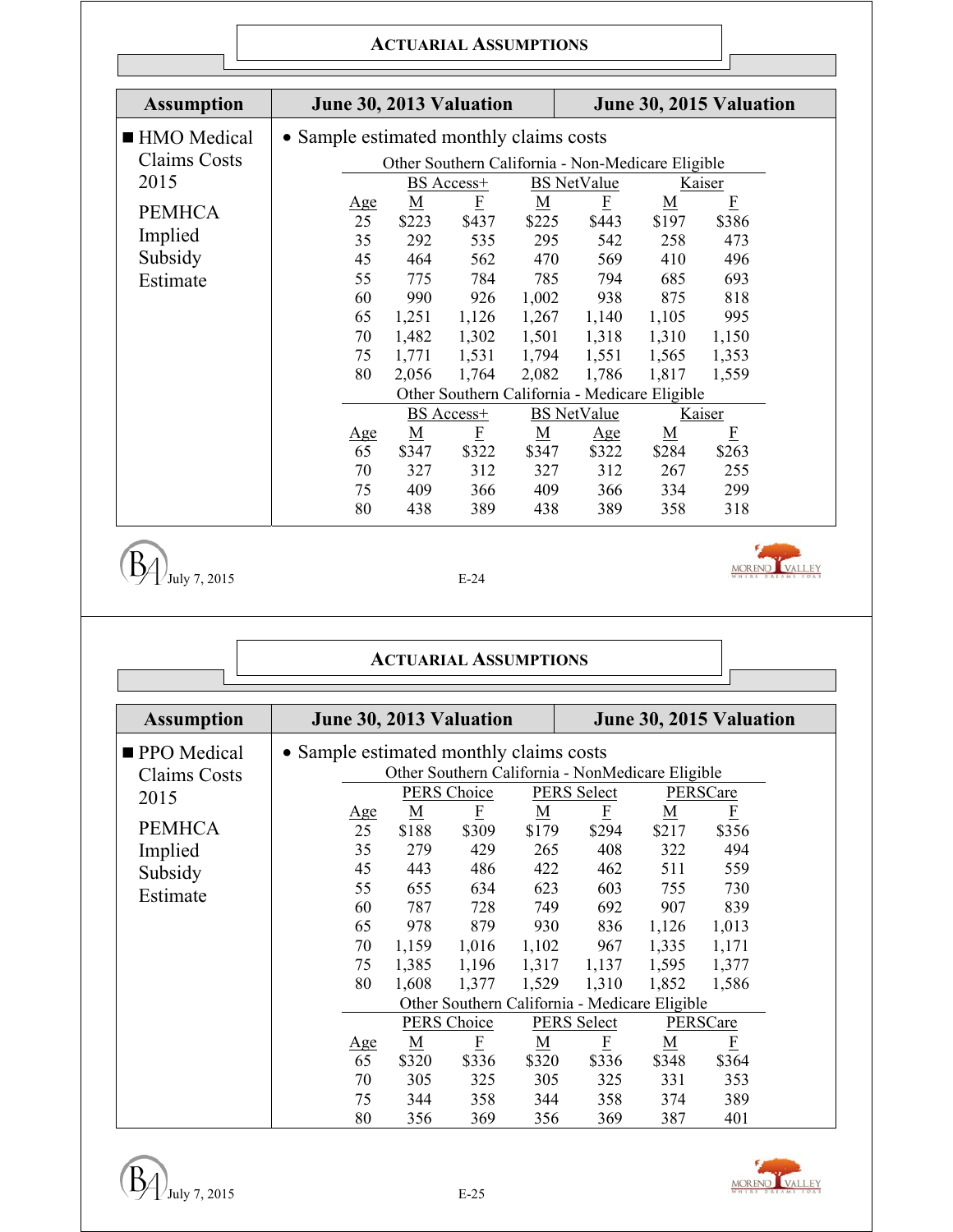## ACTUARIAL ASSUMPTIONS

| Assumption | June 30, 2013 Valuation | June 30, 2015 Valuation |
|---|---|---|
| ■ HMO Medical Claims Costs 2015<br><br>PEMHCA Implied Subsidy Estimate | • Sample estimated monthly claims costs | |

**Other Southern California - Non-Medicare Eligible**

| | BS Access+ | | BS NetValue | | Kaiser | |
|---|---|---|---|---|---|---|
| Age | M | F | M | F | M | F |
| 25 | $223 | $437 | $225 | $443 | $197 | $386 |
| 35 | 292 | 535 | 295 | 542 | 258 | 473 |
| 45 | 464 | 562 | 470 | 569 | 410 | 496 |
| 55 | 775 | 784 | 785 | 794 | 685 | 693 |
| 60 | 990 | 926 | 1,002 | 938 | 875 | 818 |
| 65 | 1,251 | 1,126 | 1,267 | 1,140 | 1,105 | 995 |
| 70 | 1,482 | 1,302 | 1,501 | 1,318 | 1,310 | 1,150 |
| 75 | 1,771 | 1,531 | 1,794 | 1,551 | 1,565 | 1,353 |
| 80 | 2,056 | 1,764 | 2,082 | 1,786 | 1,817 | 1,559 |

**Other Southern California - Medicare Eligible**

| | BS Access+ | | BS NetValue | | Kaiser | |
|---|---|---|---|---|---|---|
| Age | M | F | M | Age | M | F |
| 65 | $347 | $322 | $347 | $322 | $284 | $263 |
| 70 | 327 | 312 | 327 | 312 | 267 | 255 |
| 75 | 409 | 366 | 409 | 366 | 334 | 299 |
| 80 | 438 | 389 | 438 | 389 | 358 | 318 |

## ACTUARIAL ASSUMPTIONS

| Assumption | June 30, 2013 Valuation | June 30, 2015 Valuation |
|---|---|---|
| ■ PPO Medical Claims Costs 2015<br><br>PEMHCA Implied Subsidy Estimate | • Sample estimated monthly claims costs | |

**Other Southern California - NonMedicare Eligible**

| | PERS Choice | | PERS Select | | PERSCare | |
|---|---|---|---|---|---|---|
| Age | M | F | M | F | M | F |
| 25 | $188 | $309 | $179 | $294 | $217 | $356 |
| 35 | 279 | 429 | 265 | 408 | 322 | 494 |
| 45 | 443 | 486 | 422 | 462 | 511 | 559 |
| 55 | 655 | 634 | 623 | 603 | 755 | 730 |
| 60 | 787 | 728 | 749 | 692 | 907 | 839 |
| 65 | 978 | 879 | 930 | 836 | 1,126 | 1,013 |
| 70 | 1,159 | 1,016 | 1,102 | 967 | 1,335 | 1,171 |
| 75 | 1,385 | 1,196 | 1,317 | 1,137 | 1,595 | 1,377 |
| 80 | 1,608 | 1,377 | 1,529 | 1,310 | 1,852 | 1,586 |

**Other Southern California - Medicare Eligible**

| | PERS Choice | | PERS Select | | PERSCare | |
|---|---|---|---|---|---|---|
| Age | M | F | M | F | M | F |
| 65 | $320 | $336 | $320 | $336 | $348 | $364 |
| 70 | 305 | 325 | 305 | 325 | 331 | 353 |
| 75 | 344 | 358 | 344 | 358 | 374 | 389 |
| 80 | 356 | 369 | 356 | 369 | 387 | 401 |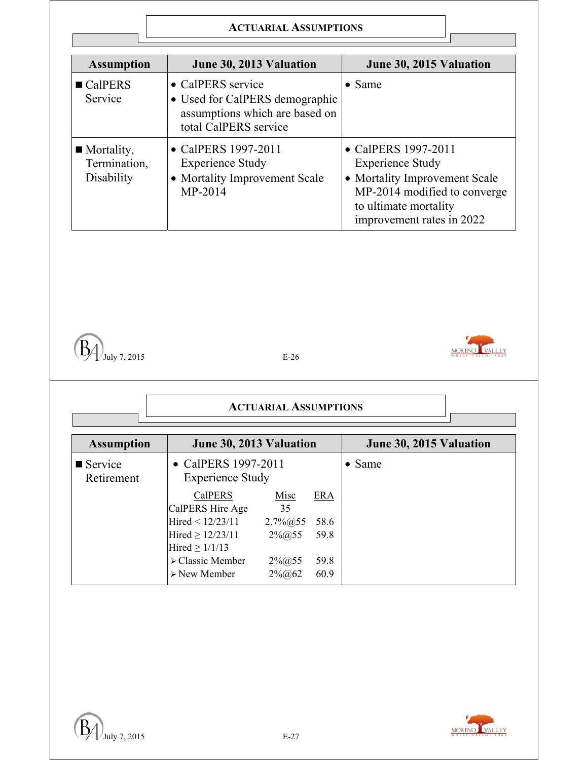## ACTUARIAL ASSUMPTIONS

| Assumption | June 30, 2013 Valuation | June 30, 2015 Valuation |
|---|---|---|
| ■ CalPERS Service | • CalPERS service<br>• Used for CalPERS demographic assumptions which are based on total CalPERS service | • Same |
| ■ Mortality, Termination, Disability | • CalPERS 1997-2011 Experience Study<br>• Mortality Improvement Scale MP-2014 | • CalPERS 1997-2011 Experience Study<br>• Mortality Improvement Scale MP-2014 modified to converge to ultimate mortality improvement rates in 2022 |

## ACTUARIAL ASSUMPTIONS

| Assumption | June 30, 2013 Valuation | June 30, 2015 Valuation |
|---|---|---|
| ■ Service Retirement | • CalPERS 1997-2011 Experience Study | • Same |

| CalPERS | Misc | ERA |
|---|---|---|
| CalPERS Hire Age | 35 | |
| Hired < 12/23/11 | 2.7%@55 | 58.6 |
| Hired ≥ 12/23/11 | 2%@55 | 59.8 |
| Hired ≥ 1/1/13 | | |
| ➢ Classic Member | 2%@55 | 59.8 |
| ➢ New Member | 2%@62 | 60.9 |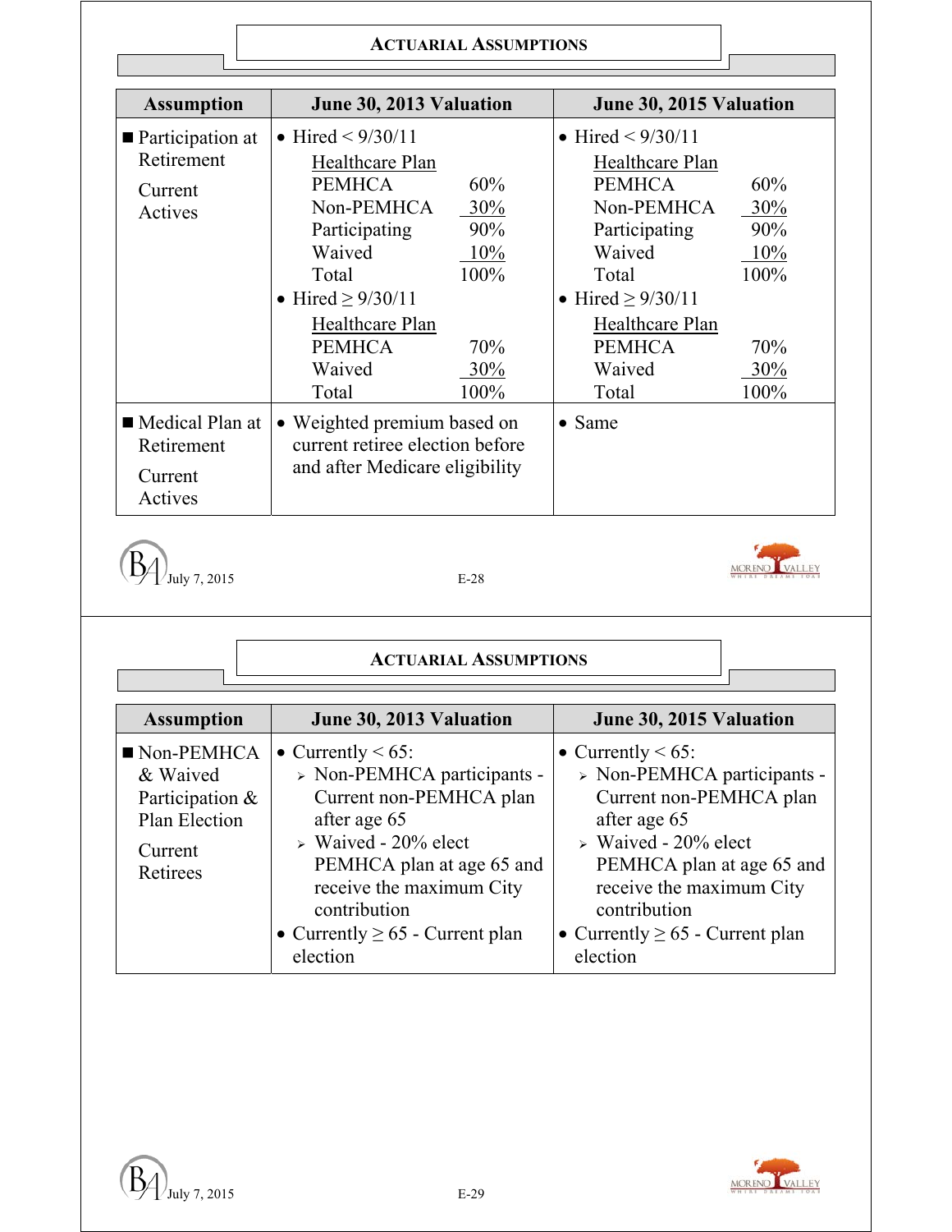## Actuarial Assumptions

| Assumption | June 30, 2013 Valuation | June 30, 2015 Valuation |
|---|---|---|
| ■ Participation at Retirement<br><br>Current Actives | • Hired < 9/30/11<br>Healthcare Plan<br>PEMHCA 60%<br>Non-PEMHCA 30%<br>Participating 90%<br>Waived 10%<br>Total 100%<br>• Hired ≥ 9/30/11<br>Healthcare Plan<br>PEMHCA 70%<br>Waived 30%<br>Total 100% | • Hired < 9/30/11<br>Healthcare Plan<br>PEMHCA 60%<br>Non-PEMHCA 30%<br>Participating 90%<br>Waived 10%<br>Total 100%<br>• Hired ≥ 9/30/11<br>Healthcare Plan<br>PEMHCA 70%<br>Waived 30%<br>Total 100% |
| ■ Medical Plan at Retirement<br><br>Current Actives | • Weighted premium based on current retiree election before and after Medicare eligibility | • Same |

## Actuarial Assumptions

| Assumption | June 30, 2013 Valuation | June 30, 2015 Valuation |
|---|---|---|
| ■ Non-PEMHCA & Waived Participation & Plan Election<br><br>Current Retirees | • Currently < 65:<br>➢ Non-PEMHCA participants - Current non-PEMHCA plan after age 65<br>➢ Waived - 20% elect PEMHCA plan at age 65 and receive the maximum City contribution<br>• Currently ≥ 65 - Current plan election | • Currently < 65:<br>➢ Non-PEMHCA participants - Current non-PEMHCA plan after age 65<br>➢ Waived - 20% elect PEMHCA plan at age 65 and receive the maximum City contribution<br>• Currently ≥ 65 - Current plan election |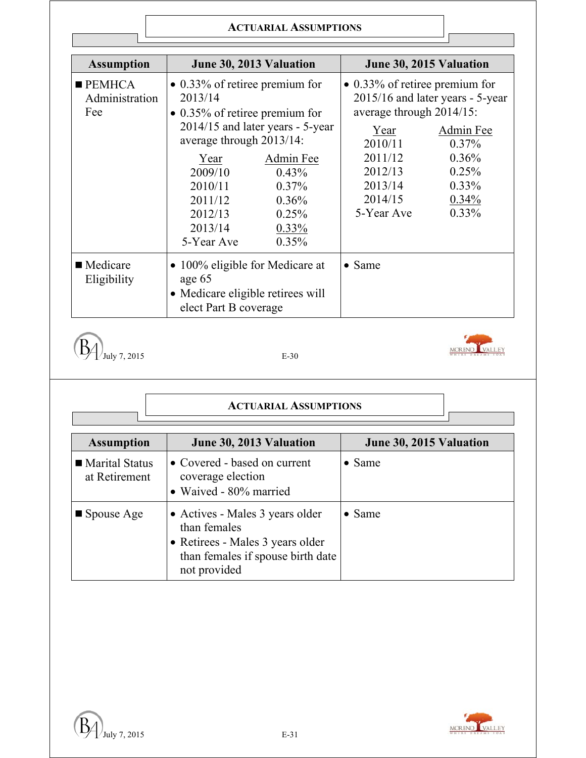## ACTUARIAL ASSUMPTIONS

| Assumption | June 30, 2013 Valuation | June 30, 2015 Valuation |
|---|---|---|
| ■ PEMHCA Administration Fee | • 0.33% of retiree premium for 2013/14<br>• 0.35% of retiree premium for 2014/15 and later years - 5-year average through 2013/14:<br>Year / Admin Fee<br>2009/10 0.43%<br>2010/11 0.37%<br>2011/12 0.36%<br>2012/13 0.25%<br>2013/14 0.33%<br>5-Year Ave 0.35% | • 0.33% of retiree premium for 2015/16 and later years - 5-year average through 2014/15:<br>Year / Admin Fee<br>2010/11 0.37%<br>2011/12 0.36%<br>2012/13 0.25%<br>2013/14 0.33%<br>2014/15 0.34%<br>5-Year Ave 0.33% |
| ■ Medicare Eligibility | • 100% eligible for Medicare at age 65<br>• Medicare eligible retirees will elect Part B coverage | • Same |

## ACTUARIAL ASSUMPTIONS

| Assumption | June 30, 2013 Valuation | June 30, 2015 Valuation |
|---|---|---|
| ■ Marital Status at Retirement | • Covered - based on current coverage election<br>• Waived - 80% married | • Same |
| ■ Spouse Age | • Actives - Males 3 years older than females<br>• Retirees - Males 3 years older than females if spouse birth date not provided | • Same |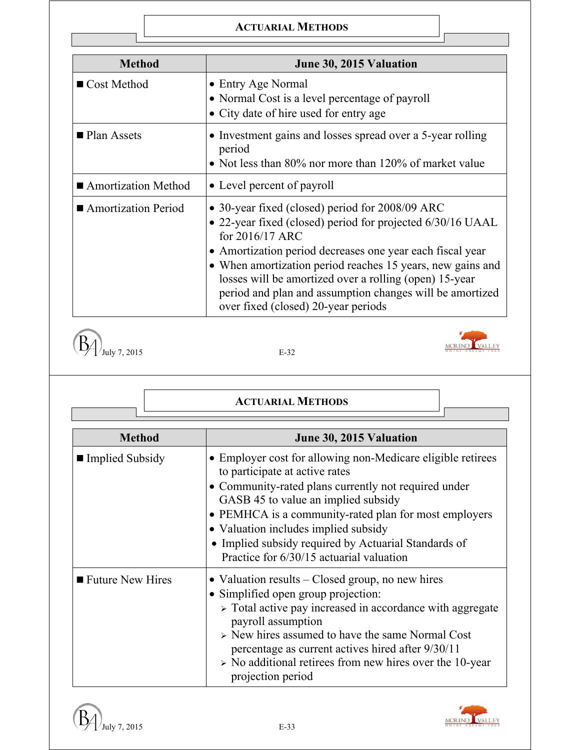## ACTUARIAL METHODS

| Method | June 30, 2015 Valuation |
|---|---|
| ■ Cost Method | • Entry Age Normal<br>• Normal Cost is a level percentage of payroll<br>• City date of hire used for entry age |
| ■ Plan Assets | • Investment gains and losses spread over a 5-year rolling period<br>• Not less than 80% nor more than 120% of market value |
| ■ Amortization Method | • Level percent of payroll |
| ■ Amortization Period | • 30-year fixed (closed) period for 2008/09 ARC<br>• 22-year fixed (closed) period for projected 6/30/16 UAAL for 2016/17 ARC<br>• Amortization period decreases one year each fiscal year<br>• When amortization period reaches 15 years, new gains and losses will be amortized over a rolling (open) 15-year period and plan and assumption changes will be amortized over fixed (closed) 20-year periods |

## ACTUARIAL METHODS

| Method | June 30, 2015 Valuation |
|---|---|
| ■ Implied Subsidy | • Employer cost for allowing non-Medicare eligible retirees to participate at active rates<br>• Community-rated plans currently not required under GASB 45 to value an implied subsidy<br>• PEMHCA is a community-rated plan for most employers<br>• Valuation includes implied subsidy<br>• Implied subsidy required by Actuarial Standards of Practice for 6/30/15 actuarial valuation |
| ■ Future New Hires | • Valuation results – Closed group, no new hires<br>• Simplified open group projection:<br>➢ Total active pay increased in accordance with aggregate payroll assumption<br>➢ New hires assumed to have the same Normal Cost percentage as current actives hired after 9/30/11<br>➢ No additional retirees from new hires over the 10-year projection period |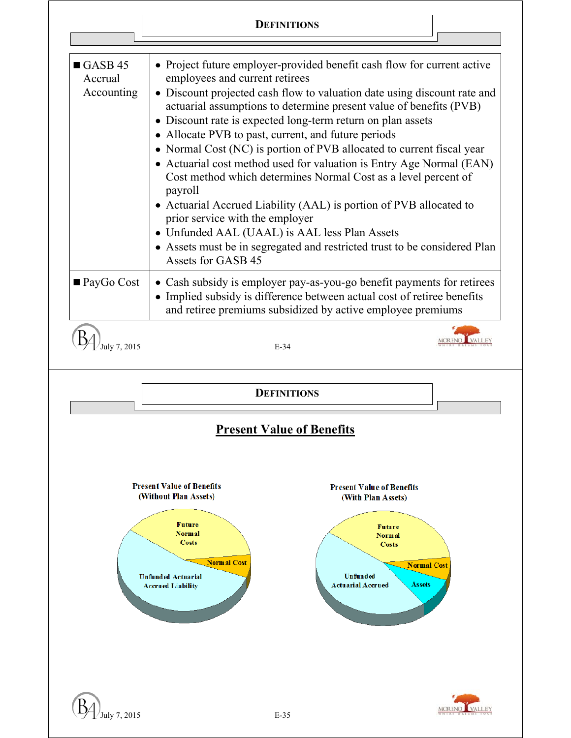## DEFINITIONS

| | |
|---|---|
| ■ GASB 45 Accrual Accounting | • Project future employer-provided benefit cash flow for current active employees and current retirees<br>• Discount projected cash flow to valuation date using discount rate and actuarial assumptions to determine present value of benefits (PVB)<br>• Discount rate is expected long-term return on plan assets<br>• Allocate PVB to past, current, and future periods<br>• Normal Cost (NC) is portion of PVB allocated to current fiscal year<br>• Actuarial cost method used for valuation is Entry Age Normal (EAN) Cost method which determines Normal Cost as a level percent of payroll<br>• Actuarial Accrued Liability (AAL) is portion of PVB allocated to prior service with the employer<br>• Unfunded AAL (UAAL) is AAL less Plan Assets<br>• Assets must be in segregated and restricted trust to be considered Plan Assets for GASB 45 |
| ■ PayGo Cost | • Cash subsidy is employer pay-as-you-go benefit payments for retirees<br>• Implied subsidy is difference between actual cost of retiree benefits and retiree premiums subsidized by active employee premiums |

July 7, 2015

## DEFINITIONS

### Present Value of Benefits

**Present Value of Benefits (Without Plan Assets)**

- Future Normal Costs
- Normal Cost
- Unfunded Actuarial Accrued Liability

**Present Value of Benefits (With Plan Assets)**

- Future Normal Costs
- Normal Cost
- Unfunded Actuarial Accrued
- Assets

July 7, 2015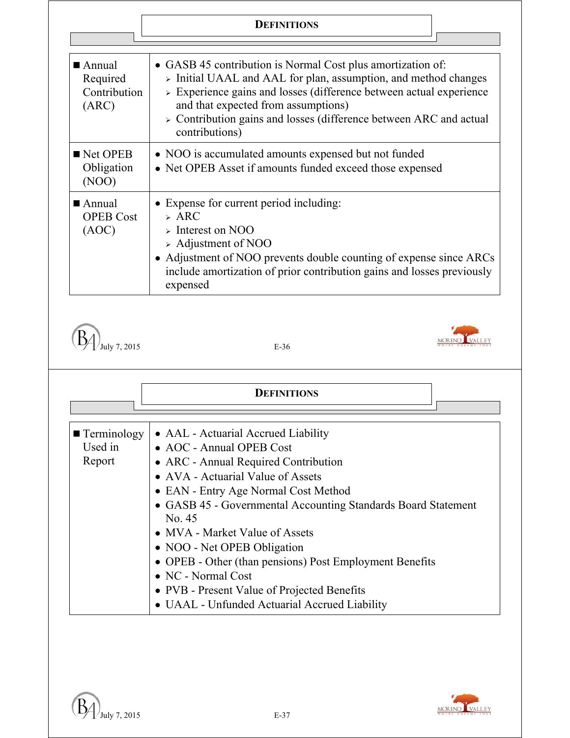## Definitions

| | |
|---|---|
| ■ Annual Required Contribution (ARC) | • GASB 45 contribution is Normal Cost plus amortization of:<br>➢ Initial UAAL and AAL for plan, assumption, and method changes<br>➢ Experience gains and losses (difference between actual experience and that expected from assumptions)<br>➢ Contribution gains and losses (difference between ARC and actual contributions) |
| ■ Net OPEB Obligation (NOO) | • NOO is accumulated amounts expensed but not funded<br>• Net OPEB Asset if amounts funded exceed those expensed |
| ■ Annual OPEB Cost (AOC) | • Expense for current period including:<br>➢ ARC<br>➢ Interest on NOO<br>➢ Adjustment of NOO<br>• Adjustment of NOO prevents double counting of expense since ARCs include amortization of prior contribution gains and losses previously expensed |

July 7, 2015

## Definitions

| | |
|---|---|
| ■ Terminology Used in Report | • AAL - Actuarial Accrued Liability<br>• AOC - Annual OPEB Cost<br>• ARC - Annual Required Contribution<br>• AVA - Actuarial Value of Assets<br>• EAN - Entry Age Normal Cost Method<br>• GASB 45 - Governmental Accounting Standards Board Statement No. 45<br>• MVA - Market Value of Assets<br>• NOO - Net OPEB Obligation<br>• OPEB - Other (than pensions) Post Employment Benefits<br>• NC - Normal Cost<br>• PVB - Present Value of Projected Benefits<br>• UAAL - Unfunded Actuarial Accrued Liability |

July 7, 2015